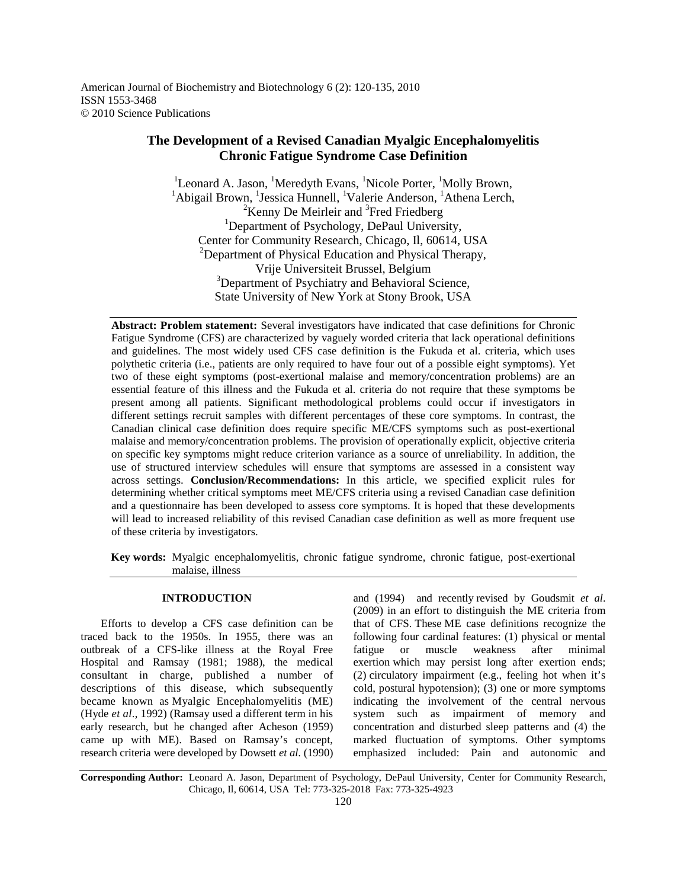American Journal of Biochemistry and Biotechnology 6 (2): 120-135, 2010
ISSN 1553-3468
© 2010 Science Publications

# The Development of a Revised Canadian Myalgic Encephalomyelitis Chronic Fatigue Syndrome Case Definition

[1]Leonard A. Jason, [1]Meredyth Evans, [1]Nicole Porter, [1]Molly Brown, [1]Abigail Brown, [1]Jessica Hunnell, [1]Valerie Anderson, [1]Athena Lerch, [2]Kenny De Meirleir and [3]Fred Friedberg

[1]Department of Psychology, DePaul University, Center for Community Research, Chicago, Il, 60614, USA
[2]Department of Physical Education and Physical Therapy, Vrije Universiteit Brussel, Belgium
[3]Department of Psychiatry and Behavioral Science, State University of New York at Stony Brook, USA

**Abstract: Problem statement:** Several investigators have indicated that case definitions for Chronic Fatigue Syndrome (CFS) are characterized by vaguely worded criteria that lack operational definitions and guidelines. The most widely used CFS case definition is the Fukuda et al. criteria, which uses polythetic criteria (i.e., patients are only required to have four out of a possible eight symptoms). Yet two of these eight symptoms (post-exertional malaise and memory/concentration problems) are an essential feature of this illness and the Fukuda et al. criteria do not require that these symptoms be present among all patients. Significant methodological problems could occur if investigators in different settings recruit samples with different percentages of these core symptoms. In contrast, the Canadian clinical case definition does require specific ME/CFS symptoms such as post-exertional malaise and memory/concentration problems. The provision of operationally explicit, objective criteria on specific key symptoms might reduce criterion variance as a source of unreliability. In addition, the use of structured interview schedules will ensure that symptoms are assessed in a consistent way across settings. **Conclusion/Recommendations:** In this article, we specified explicit rules for determining whether critical symptoms meet ME/CFS criteria using a revised Canadian case definition and a questionnaire has been developed to assess core symptoms. It is hoped that these developments will lead to increased reliability of this revised Canadian case definition as well as more frequent use of these criteria by investigators.

**Key words:** Myalgic encephalomyelitis, chronic fatigue syndrome, chronic fatigue, post-exertional malaise, illness

## INTRODUCTION

Efforts to develop a CFS case definition can be traced back to the 1950s. In 1955, there was an outbreak of a CFS-like illness at the Royal Free Hospital and Ramsay (1981; 1988), the medical consultant in charge, published a number of descriptions of this disease, which subsequently became known as Myalgic Encephalomyelitis (ME) (Hyde *et al*., 1992) (Ramsay used a different term in his early research, but he changed after Acheson (1959) came up with ME). Based on Ramsay's concept, research criteria were developed by Dowsett *et al.* (1990) and (1994) and recently revised by Goudsmit *et al*. (2009) in an effort to distinguish the ME criteria from that of CFS. These ME case definitions recognize the following four cardinal features: (1) physical or mental fatigue or muscle weakness after minimal exertion which may persist long after exertion ends; (2) circulatory impairment (e.g., feeling hot when it's cold, postural hypotension); (3) one or more symptoms indicating the involvement of the central nervous system such as impairment of memory and concentration and disturbed sleep patterns and (4) the marked fluctuation of symptoms. Other symptoms emphasized included: Pain and autonomic and

**Corresponding Author:** Leonard A. Jason, Department of Psychology, DePaul University, Center for Community Research, Chicago, Il, 60614, USA Tel: 773-325-2018 Fax: 773-325-4923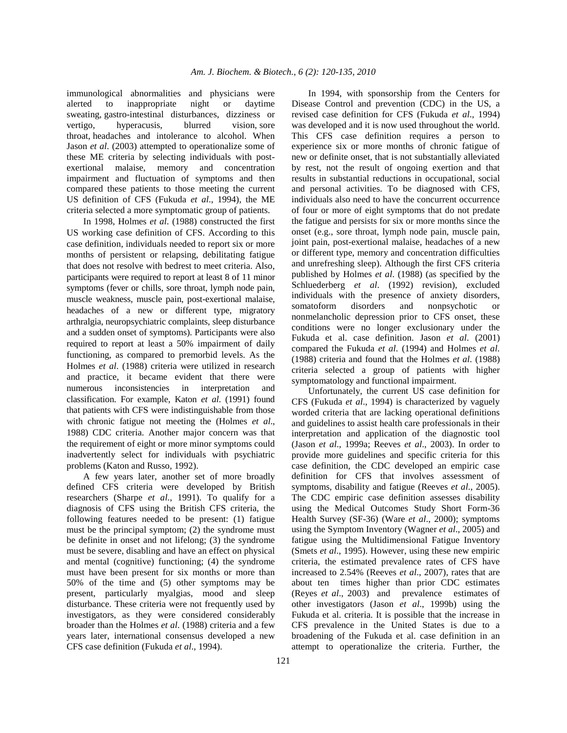immunological abnormalities and physicians were alerted to inappropriate night or daytime sweating, gastro-intestinal disturbances, dizziness or vertigo, hyperacusis, blurred vision, sore throat, headaches and intolerance to alcohol. When Jason *et al*. (2003) attempted to operationalize some of these ME criteria by selecting individuals with post-exertional malaise, memory and concentration impairment and fluctuation of symptoms and then compared these patients to those meeting the current US definition of CFS (Fukuda *et al*., 1994), the ME criteria selected a more symptomatic group of patients.

In 1998, Holmes *et al*. (1988) constructed the first US working case definition of CFS. According to this case definition, individuals needed to report six or more months of persistent or relapsing, debilitating fatigue that does not resolve with bedrest to meet criteria. Also, participants were required to report at least 8 of 11 minor symptoms (fever or chills, sore throat, lymph node pain, muscle weakness, muscle pain, post-exertional malaise, headaches of a new or different type, migratory arthralgia, neuropsychiatric complaints, sleep disturbance and a sudden onset of symptoms). Participants were also required to report at least a 50% impairment of daily functioning, as compared to premorbid levels. As the Holmes *et al*. (1988) criteria were utilized in research and practice, it became evident that there were numerous inconsistencies in interpretation and classification. For example, Katon *et al.* (1991) found that patients with CFS were indistinguishable from those with chronic fatigue not meeting the (Holmes *et al*., 1988) CDC criteria. Another major concern was that the requirement of eight or more minor symptoms could inadvertently select for individuals with psychiatric problems (Katon and Russo, 1992).

A few years later, another set of more broadly defined CFS criteria were developed by British researchers (Sharpe *et al*., 1991). To qualify for a diagnosis of CFS using the British CFS criteria, the following features needed to be present: (1) fatigue must be the principal symptom; (2) the syndrome must be definite in onset and not lifelong; (3) the syndrome must be severe, disabling and have an effect on physical and mental (cognitive) functioning; (4) the syndrome must have been present for six months or more than 50% of the time and (5) other symptoms may be present, particularly myalgias, mood and sleep disturbance. These criteria were not frequently used by investigators, as they were considered considerably broader than the Holmes *et al*. (1988) criteria and a few years later, international consensus developed a new CFS case definition (Fukuda *et al*., 1994).

In 1994, with sponsorship from the Centers for Disease Control and prevention (CDC) in the US, a revised case definition for CFS (Fukuda *et al*., 1994) was developed and it is now used throughout the world. This CFS case definition requires a person to experience six or more months of chronic fatigue of new or definite onset, that is not substantially alleviated by rest, not the result of ongoing exertion and that results in substantial reductions in occupational, social and personal activities. To be diagnosed with CFS, individuals also need to have the concurrent occurrence of four or more of eight symptoms that do not predate the fatigue and persists for six or more months since the onset (e.g., sore throat, lymph node pain, muscle pain, joint pain, post-exertional malaise, headaches of a new or different type, memory and concentration difficulties and unrefreshing sleep). Although the first CFS criteria published by Holmes *et al*. (1988) (as specified by the Schluederberg *et al*. (1992) revision), excluded individuals with the presence of anxiety disorders, somatoform disorders and nonpsychotic or nonmelancholic depression prior to CFS onset, these conditions were no longer exclusionary under the Fukuda et al. case definition. Jason *et al*. (2001) compared the Fukuda *et al*. (1994) and Holmes *et al*. (1988) criteria and found that the Holmes *et al*. (1988) criteria selected a group of patients with higher symptomatology and functional impairment.

Unfortunately, the current US case definition for CFS (Fukuda *et al*., 1994) is characterized by vaguely worded criteria that are lacking operational definitions and guidelines to assist health care professionals in their interpretation and application of the diagnostic tool (Jason *et al*., 1999a; Reeves *et al*., 2003). In order to provide more guidelines and specific criteria for this case definition, the CDC developed an empiric case definition for CFS that involves assessment of symptoms, disability and fatigue (Reeves *et al*., 2005). The CDC empiric case definition assesses disability using the Medical Outcomes Study Short Form-36 Health Survey (SF-36) (Ware *et al*., 2000); symptoms using the Symptom Inventory (Wagner *et al*., 2005) and fatigue using the Multidimensional Fatigue Inventory (Smets *et al*., 1995). However, using these new empiric criteria, the estimated prevalence rates of CFS have increased to 2.54% (Reeves *et al*., 2007), rates that are about ten times higher than prior CDC estimates (Reyes *et al*., 2003) and prevalence estimates of other investigators (Jason *et al*., 1999b) using the Fukuda et al. criteria. It is possible that the increase in CFS prevalence in the United States is due to a broadening of the Fukuda et al. case definition in an attempt to operationalize the criteria. Further, the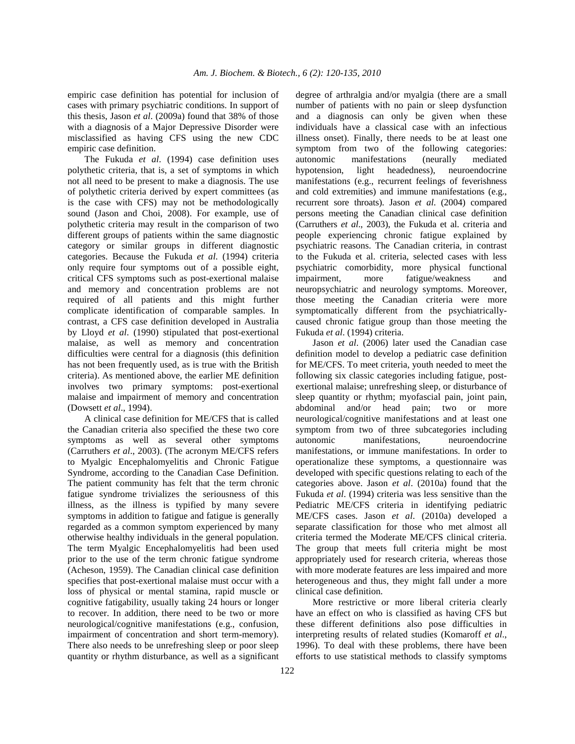empiric case definition has potential for inclusion of cases with primary psychiatric conditions. In support of this thesis, Jason *et al*. (2009a) found that 38% of those with a diagnosis of a Major Depressive Disorder were misclassified as having CFS using the new CDC empiric case definition.

The Fukuda *et al*. (1994) case definition uses polythetic criteria, that is, a set of symptoms in which not all need to be present to make a diagnosis. The use of polythetic criteria derived by expert committees (as is the case with CFS) may not be methodologically sound (Jason and Choi, 2008). For example, use of polythetic criteria may result in the comparison of two different groups of patients within the same diagnostic category or similar groups in different diagnostic categories. Because the Fukuda *et al*. (1994) criteria only require four symptoms out of a possible eight, critical CFS symptoms such as post-exertional malaise and memory and concentration problems are not required of all patients and this might further complicate identification of comparable samples. In contrast, a CFS case definition developed in Australia by Lloyd *et al*. (1990) stipulated that post-exertional malaise, as well as memory and concentration difficulties were central for a diagnosis (this definition has not been frequently used, as is true with the British criteria). As mentioned above, the earlier ME definition involves two primary symptoms: post-exertional malaise and impairment of memory and concentration (Dowsett *et al*., 1994).

A clinical case definition for ME/CFS that is called the Canadian criteria also specified the these two core symptoms as well as several other symptoms (Carruthers *et al*., 2003). (The acronym ME/CFS refers to Myalgic Encephalomyelitis and Chronic Fatigue Syndrome, according to the Canadian Case Definition. The patient community has felt that the term chronic fatigue syndrome trivializes the seriousness of this illness, as the illness is typified by many severe symptoms in addition to fatigue and fatigue is generally regarded as a common symptom experienced by many otherwise healthy individuals in the general population. The term Myalgic Encephalomyelitis had been used prior to the use of the term chronic fatigue syndrome (Acheson, 1959). The Canadian clinical case definition specifies that post-exertional malaise must occur with a loss of physical or mental stamina, rapid muscle or cognitive fatigability, usually taking 24 hours or longer to recover. In addition, there need to be two or more neurological/cognitive manifestations (e.g., confusion, impairment of concentration and short term-memory). There also needs to be unrefreshing sleep or poor sleep quantity or rhythm disturbance, as well as a significant degree of arthralgia and/or myalgia (there are a small number of patients with no pain or sleep dysfunction and a diagnosis can only be given when these individuals have a classical case with an infectious illness onset). Finally, there needs to be at least one symptom from two of the following categories: autonomic manifestations (neurally mediated hypotension, light headedness), neuroendocrine manifestations (e.g., recurrent feelings of feverishness and cold extremities) and immune manifestations (e.g., recurrent sore throats). Jason *et al*. (2004) compared persons meeting the Canadian clinical case definition (Carruthers *et al*., 2003), the Fukuda et al. criteria and people experiencing chronic fatigue explained by psychiatric reasons. The Canadian criteria, in contrast to the Fukuda et al. criteria, selected cases with less psychiatric comorbidity, more physical functional impairment, more fatigue/weakness and neuropsychiatric and neurology symptoms. Moreover, those meeting the Canadian criteria were more symptomatically different from the psychiatrically-caused chronic fatigue group than those meeting the Fukuda *et al*. (1994) criteria.

Jason *et al*. (2006) later used the Canadian case definition model to develop a pediatric case definition for ME/CFS. To meet criteria, youth needed to meet the following six classic categories including fatigue, post-exertional malaise; unrefreshing sleep, or disturbance of sleep quantity or rhythm; myofascial pain, joint pain, abdominal and/or head pain; two or more neurological/cognitive manifestations and at least one symptom from two of three subcategories including autonomic manifestations, neuroendocrine manifestations, or immune manifestations. In order to operationalize these symptoms, a questionnaire was developed with specific questions relating to each of the categories above. Jason *et al*. (2010a) found that the Fukuda *et al*. (1994) criteria was less sensitive than the Pediatric ME/CFS criteria in identifying pediatric ME/CFS cases. Jason *et al*. (2010a) developed a separate classification for those who met almost all criteria termed the Moderate ME/CFS clinical criteria. The group that meets full criteria might be most appropriately used for research criteria, whereas those with more moderate features are less impaired and more heterogeneous and thus, they might fall under a more clinical case definition.

More restrictive or more liberal criteria clearly have an effect on who is classified as having CFS but these different definitions also pose difficulties in interpreting results of related studies (Komaroff *et al*., 1996). To deal with these problems, there have been efforts to use statistical methods to classify symptoms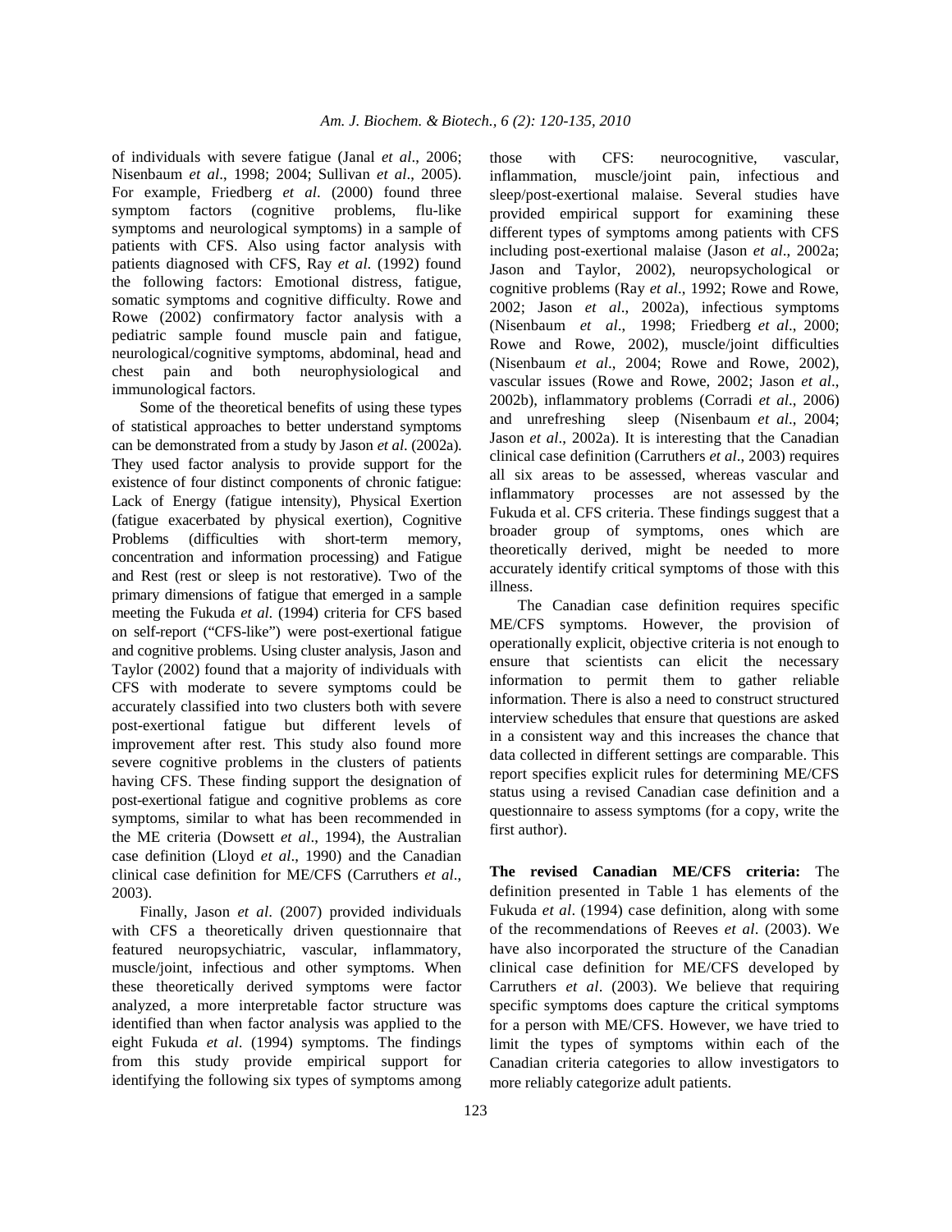of individuals with severe fatigue (Janal *et al*., 2006; Nisenbaum *et al*., 1998; 2004; Sullivan *et al*., 2005). For example, Friedberg *et al*. (2000) found three symptom factors (cognitive problems, flu-like symptoms and neurological symptoms) in a sample of patients with CFS. Also using factor analysis with patients diagnosed with CFS, Ray *et al*. (1992) found the following factors: Emotional distress, fatigue, somatic symptoms and cognitive difficulty. Rowe and Rowe (2002) confirmatory factor analysis with a pediatric sample found muscle pain and fatigue, neurological/cognitive symptoms, abdominal, head and chest pain and both neurophysiological and immunological factors.

Some of the theoretical benefits of using these types of statistical approaches to better understand symptoms can be demonstrated from a study by Jason *et al.* (2002a). They used factor analysis to provide support for the existence of four distinct components of chronic fatigue: Lack of Energy (fatigue intensity), Physical Exertion (fatigue exacerbated by physical exertion), Cognitive Problems (difficulties with short-term memory, concentration and information processing) and Fatigue and Rest (rest or sleep is not restorative). Two of the primary dimensions of fatigue that emerged in a sample meeting the Fukuda *et al*. (1994) criteria for CFS based on self-report ("CFS-like") were post-exertional fatigue and cognitive problems. Using cluster analysis, Jason and Taylor (2002) found that a majority of individuals with CFS with moderate to severe symptoms could be accurately classified into two clusters both with severe post-exertional fatigue but different levels of improvement after rest. This study also found more severe cognitive problems in the clusters of patients having CFS. These finding support the designation of post-exertional fatigue and cognitive problems as core symptoms, similar to what has been recommended in the ME criteria (Dowsett *et al*., 1994), the Australian case definition (Lloyd *et al*., 1990) and the Canadian clinical case definition for ME/CFS (Carruthers *et al*., 2003).

Finally, Jason *et al*. (2007) provided individuals with CFS a theoretically driven questionnaire that featured neuropsychiatric, vascular, inflammatory, muscle/joint, infectious and other symptoms. When these theoretically derived symptoms were factor analyzed, a more interpretable factor structure was identified than when factor analysis was applied to the eight Fukuda *et al*. (1994) symptoms. The findings from this study provide empirical support for identifying the following six types of symptoms among those with CFS: neurocognitive, vascular, inflammation, muscle/joint pain, infectious and sleep/post-exertional malaise. Several studies have provided empirical support for examining these different types of symptoms among patients with CFS including post-exertional malaise (Jason *et al*., 2002a; Jason and Taylor, 2002), neuropsychological or cognitive problems (Ray *et al*., 1992; Rowe and Rowe, 2002; Jason *et al*., 2002a), infectious symptoms (Nisenbaum *et al*., 1998; Friedberg *et al*., 2000; Rowe and Rowe, 2002), muscle/joint difficulties (Nisenbaum *et al*., 2004; Rowe and Rowe, 2002), vascular issues (Rowe and Rowe, 2002; Jason *et al*., 2002b), inflammatory problems (Corradi *et al*., 2006) and unrefreshing sleep (Nisenbaum *et al*., 2004; Jason *et al*., 2002a). It is interesting that the Canadian clinical case definition (Carruthers *et al*., 2003) requires all six areas to be assessed, whereas vascular and inflammatory processes are not assessed by the Fukuda et al. CFS criteria. These findings suggest that a broader group of symptoms, ones which are theoretically derived, might be needed to more accurately identify critical symptoms of those with this illness.

The Canadian case definition requires specific ME/CFS symptoms. However, the provision of operationally explicit, objective criteria is not enough to ensure that scientists can elicit the necessary information to permit them to gather reliable information. There is also a need to construct structured interview schedules that ensure that questions are asked in a consistent way and this increases the chance that data collected in different settings are comparable. This report specifies explicit rules for determining ME/CFS status using a revised Canadian case definition and a questionnaire to assess symptoms (for a copy, write the first author).

**The revised Canadian ME/CFS criteria:** The definition presented in Table 1 has elements of the Fukuda *et al*. (1994) case definition, along with some of the recommendations of Reeves *et al*. (2003). We have also incorporated the structure of the Canadian clinical case definition for ME/CFS developed by Carruthers *et al*. (2003). We believe that requiring specific symptoms does capture the critical symptoms for a person with ME/CFS. However, we have tried to limit the types of symptoms within each of the Canadian criteria categories to allow investigators to more reliably categorize adult patients.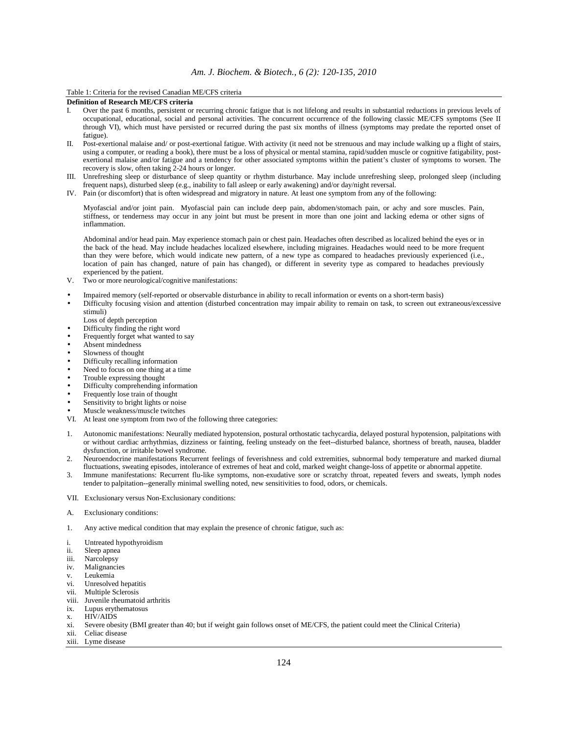Table 1: Criteria for the revised Canadian ME/CFS criteria

**Definition of Research ME/CFS criteria**

I. Over the past 6 months, persistent or recurring chronic fatigue that is not lifelong and results in substantial reductions in previous levels of occupational, educational, social and personal activities. The concurrent occurrence of the following classic ME/CFS symptoms (See II through VI), which must have persisted or recurred during the past six months of illness (symptoms may predate the reported onset of fatigue).

II. Post-exertional malaise and/ or post-exertional fatigue. With activity (it need not be strenuous and may include walking up a flight of stairs, using a computer, or reading a book), there must be a loss of physical or mental stamina, rapid/sudden muscle or cognitive fatigability, post-exertional malaise and/or fatigue and a tendency for other associated symptoms within the patient's cluster of symptoms to worsen. The recovery is slow, often taking 2-24 hours or longer.

III. Unrefreshing sleep or disturbance of sleep quantity or rhythm disturbance. May include unrefreshing sleep, prolonged sleep (including frequent naps), disturbed sleep (e.g., inability to fall asleep or early awakening) and/or day/night reversal.

IV. Pain (or discomfort) that is often widespread and migratory in nature. At least one symptom from any of the following:

Myofascial and/or joint pain. Myofascial pain can include deep pain, abdomen/stomach pain, or achy and sore muscles. Pain, stiffness, or tenderness may occur in any joint but must be present in more than one joint and lacking edema or other signs of inflammation.

Abdominal and/or head pain. May experience stomach pain or chest pain. Headaches often described as localized behind the eyes or in the back of the head. May include headaches localized elsewhere, including migraines. Headaches would need to be more frequent than they were before, which would indicate new pattern, of a new type as compared to headaches previously experienced (i.e., location of pain has changed, nature of pain has changed), or different in severity type as compared to headaches previously experienced by the patient.

V. Two or more neurological/cognitive manifestations:

- Impaired memory (self-reported or observable disturbance in ability to recall information or events on a short-term basis)
- Difficulty focusing vision and attention (disturbed concentration may impair ability to remain on task, to screen out extraneous/excessive stimuli)
  Loss of depth perception
- Difficulty finding the right word
- Frequently forget what wanted to say
- Absent mindedness
- Slowness of thought
- Difficulty recalling information
- Need to focus on one thing at a time
- Trouble expressing thought
- Difficulty comprehending information
- Frequently lose train of thought
- Sensitivity to bright lights or noise
- Muscle weakness/muscle twitches

VI. At least one symptom from two of the following three categories:

1. Autonomic manifestations: Neurally mediated hypotension, postural orthostatic tachycardia, delayed postural hypotension, palpitations with or without cardiac arrhythmias, dizziness or fainting, feeling unsteady on the feet--disturbed balance, shortness of breath, nausea, bladder dysfunction, or irritable bowel syndrome.
2. Neuroendocrine manifestations Recurrent feelings of feverishness and cold extremities, subnormal body temperature and marked diurnal fluctuations, sweating episodes, intolerance of extremes of heat and cold, marked weight change-loss of appetite or abnormal appetite.
3. Immune manifestations: Recurrent flu-like symptoms, non-exudative sore or scratchy throat, repeated fevers and sweats, lymph nodes tender to palpitation--generally minimal swelling noted, new sensitivities to food, odors, or chemicals.

VII. Exclusionary versus Non-Exclusionary conditions:

A. Exclusionary conditions:

1. Any active medical condition that may explain the presence of chronic fatigue, such as:

i. Untreated hypothyroidism
ii. Sleep apnea
iii. Narcolepsy
iv. Malignancies
v. Leukemia
vi. Unresolved hepatitis
vii. Multiple Sclerosis
viii. Juvenile rheumatoid arthritis
ix. Lupus erythematosus
x. HIV/AIDS
xi. Severe obesity (BMI greater than 40; but if weight gain follows onset of ME/CFS, the patient could meet the Clinical Criteria)
xii. Celiac disease
xiii. Lyme disease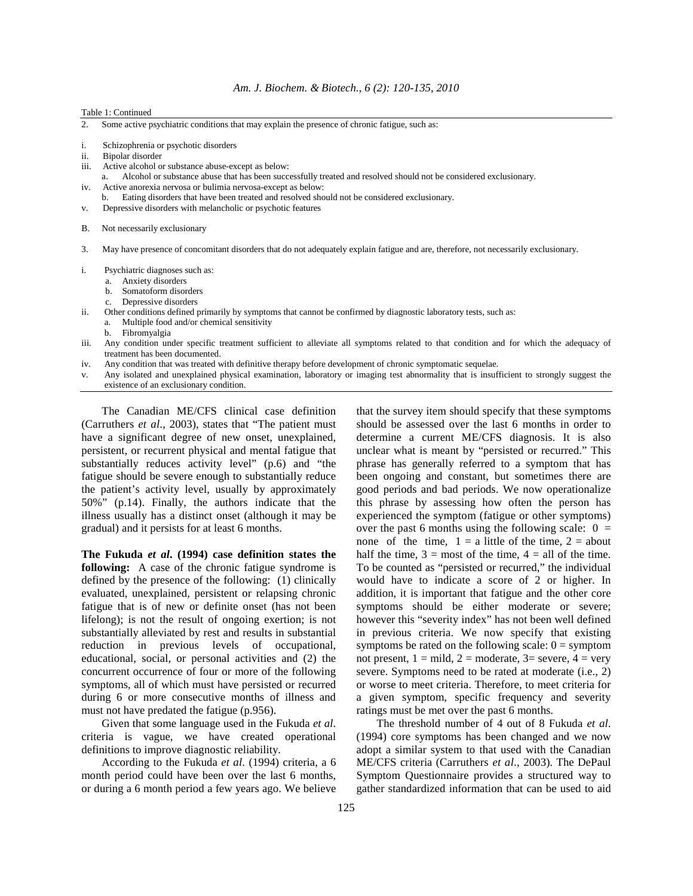Table 1: Continued

2. Some active psychiatric conditions that may explain the presence of chronic fatigue, such as:

i. Schizophrenia or psychotic disorders
ii. Bipolar disorder
iii. Active alcohol or substance abuse-except as below:
   a. Alcohol or substance abuse that has been successfully treated and resolved should not be considered exclusionary.
iv. Active anorexia nervosa or bulimia nervosa-except as below:
   b. Eating disorders that have been treated and resolved should not be considered exclusionary.
v. Depressive disorders with melancholic or psychotic features

B. Not necessarily exclusionary

3. May have presence of concomitant disorders that do not adequately explain fatigue and are, therefore, not necessarily exclusionary.

i. Psychiatric diagnoses such as:
   a. Anxiety disorders
   b. Somatoform disorders
   c. Depressive disorders
ii. Other conditions defined primarily by symptoms that cannot be confirmed by diagnostic laboratory tests, such as:
   a. Multiple food and/or chemical sensitivity
   b. Fibromyalgia
iii. Any condition under specific treatment sufficient to alleviate all symptoms related to that condition and for which the adequacy of treatment has been documented.
iv. Any condition that was treated with definitive therapy before development of chronic symptomatic sequelae.
v. Any isolated and unexplained physical examination, laboratory or imaging test abnormality that is insufficient to strongly suggest the existence of an exclusionary condition.

The Canadian ME/CFS clinical case definition (Carruthers *et al*., 2003), states that "The patient must have a significant degree of new onset, unexplained, persistent, or recurrent physical and mental fatigue that substantially reduces activity level" (p.6) and "the fatigue should be severe enough to substantially reduce the patient's activity level, usually by approximately 50%" (p.14). Finally, the authors indicate that the illness usually has a distinct onset (although it may be gradual) and it persists for at least 6 months.

**The Fukuda *et al*. (1994) case definition states the following:** A case of the chronic fatigue syndrome is defined by the presence of the following: (1) clinically evaluated, unexplained, persistent or relapsing chronic fatigue that is of new or definite onset (has not been lifelong); is not the result of ongoing exertion; is not substantially alleviated by rest and results in substantial reduction in previous levels of occupational, educational, social, or personal activities and (2) the concurrent occurrence of four or more of the following symptoms, all of which must have persisted or recurred during 6 or more consecutive months of illness and must not have predated the fatigue (p.956).

Given that some language used in the Fukuda *et al*. criteria is vague, we have created operational definitions to improve diagnostic reliability.

According to the Fukuda *et al*. (1994) criteria, a 6 month period could have been over the last 6 months, or during a 6 month period a few years ago. We believe that the survey item should specify that these symptoms should be assessed over the last 6 months in order to determine a current ME/CFS diagnosis. It is also unclear what is meant by "persisted or recurred." This phrase has generally referred to a symptom that has been ongoing and constant, but sometimes there are good periods and bad periods. We now operationalize this phrase by assessing how often the person has experienced the symptom (fatigue or other symptoms) over the past 6 months using the following scale: 0 = none of the time, 1 = a little of the time, 2 = about half the time, 3 = most of the time, 4 = all of the time. To be counted as "persisted or recurred," the individual would have to indicate a score of 2 or higher. In addition, it is important that fatigue and the other core symptoms should be either moderate or severe; however this "severity index" has not been well defined in previous criteria. We now specify that existing symptoms be rated on the following scale: 0 = symptom not present, 1 = mild, 2 = moderate, 3= severe, 4 = very severe. Symptoms need to be rated at moderate (i.e., 2) or worse to meet criteria. Therefore, to meet criteria for a given symptom, specific frequency and severity ratings must be met over the past 6 months.

The threshold number of 4 out of 8 Fukuda *et al*. (1994) core symptoms has been changed and we now adopt a similar system to that used with the Canadian ME/CFS criteria (Carruthers *et al*., 2003). The DePaul Symptom Questionnaire provides a structured way to gather standardized information that can be used to aid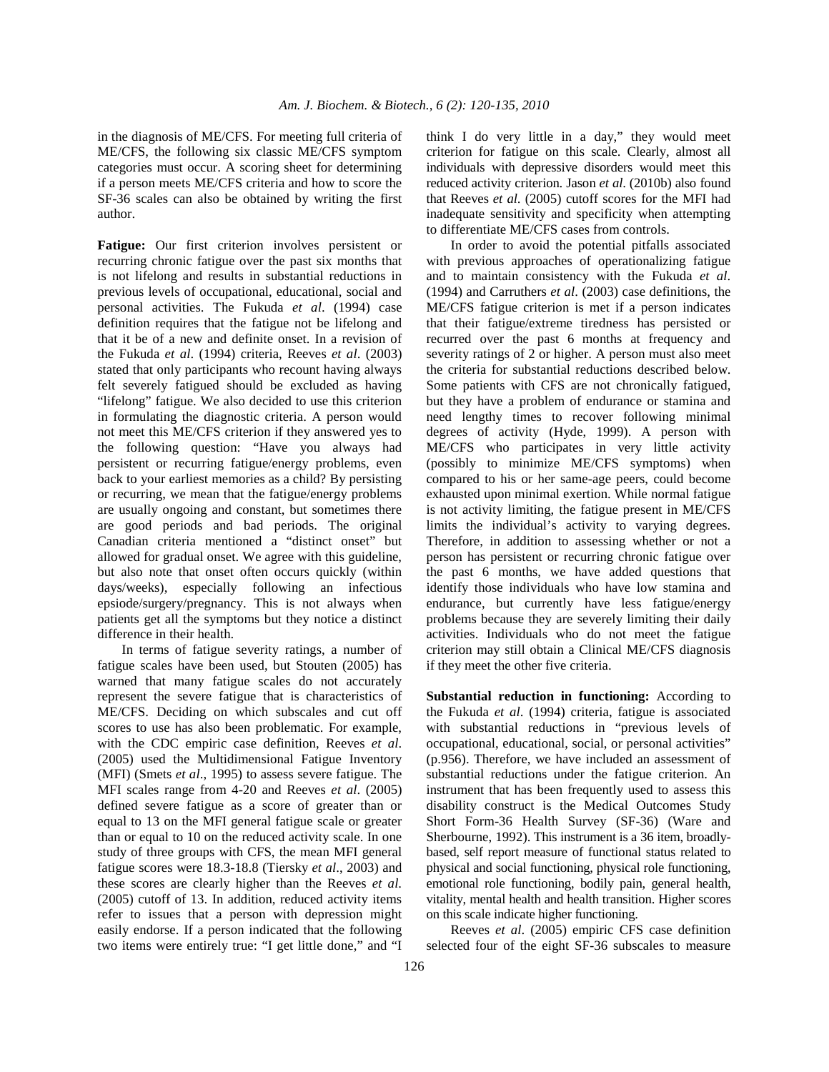in the diagnosis of ME/CFS. For meeting full criteria of ME/CFS, the following six classic ME/CFS symptom categories must occur. A scoring sheet for determining if a person meets ME/CFS criteria and how to score the SF-36 scales can also be obtained by writing the first author.

**Fatigue:** Our first criterion involves persistent or recurring chronic fatigue over the past six months that is not lifelong and results in substantial reductions in previous levels of occupational, educational, social and personal activities. The Fukuda *et al*. (1994) case definition requires that the fatigue not be lifelong and that it be of a new and definite onset. In a revision of the Fukuda *et al*. (1994) criteria, Reeves *et al*. (2003) stated that only participants who recount having always felt severely fatigued should be excluded as having "lifelong" fatigue. We also decided to use this criterion in formulating the diagnostic criteria. A person would not meet this ME/CFS criterion if they answered yes to the following question: "Have you always had persistent or recurring fatigue/energy problems, even back to your earliest memories as a child? By persisting or recurring, we mean that the fatigue/energy problems are usually ongoing and constant, but sometimes there are good periods and bad periods. The original Canadian criteria mentioned a "distinct onset" but allowed for gradual onset. We agree with this guideline, but also note that onset often occurs quickly (within days/weeks), especially following an infectious epsiode/surgery/pregnancy. This is not always when patients get all the symptoms but they notice a distinct difference in their health.

In terms of fatigue severity ratings, a number of fatigue scales have been used, but Stouten (2005) has warned that many fatigue scales do not accurately represent the severe fatigue that is characteristics of ME/CFS. Deciding on which subscales and cut off scores to use has also been problematic. For example, with the CDC empiric case definition, Reeves *et al*. (2005) used the Multidimensional Fatigue Inventory (MFI) (Smets *et al*., 1995) to assess severe fatigue. The MFI scales range from 4-20 and Reeves *et al*. (2005) defined severe fatigue as a score of greater than or equal to 13 on the MFI general fatigue scale or greater than or equal to 10 on the reduced activity scale. In one study of three groups with CFS, the mean MFI general fatigue scores were 18.3-18.8 (Tiersky *et al*., 2003) and these scores are clearly higher than the Reeves *et al*. (2005) cutoff of 13. In addition, reduced activity items refer to issues that a person with depression might easily endorse. If a person indicated that the following two items were entirely true: "I get little done," and "I think I do very little in a day," they would meet criterion for fatigue on this scale. Clearly, almost all individuals with depressive disorders would meet this reduced activity criterion. Jason *et al*. (2010b) also found that Reeves *et al*. (2005) cutoff scores for the MFI had inadequate sensitivity and specificity when attempting to differentiate ME/CFS cases from controls.

In order to avoid the potential pitfalls associated with previous approaches of operationalizing fatigue and to maintain consistency with the Fukuda *et al*. (1994) and Carruthers *et al*. (2003) case definitions, the ME/CFS fatigue criterion is met if a person indicates that their fatigue/extreme tiredness has persisted or recurred over the past 6 months at frequency and severity ratings of 2 or higher. A person must also meet the criteria for substantial reductions described below. Some patients with CFS are not chronically fatigued, but they have a problem of endurance or stamina and need lengthy times to recover following minimal degrees of activity (Hyde, 1999). A person with ME/CFS who participates in very little activity (possibly to minimize ME/CFS symptoms) when compared to his or her same-age peers, could become exhausted upon minimal exertion. While normal fatigue is not activity limiting, the fatigue present in ME/CFS limits the individual's activity to varying degrees. Therefore, in addition to assessing whether or not a person has persistent or recurring chronic fatigue over the past 6 months, we have added questions that identify those individuals who have low stamina and endurance, but currently have less fatigue/energy problems because they are severely limiting their daily activities. Individuals who do not meet the fatigue criterion may still obtain a Clinical ME/CFS diagnosis if they meet the other five criteria.

**Substantial reduction in functioning:** According to the Fukuda *et al*. (1994) criteria, fatigue is associated with substantial reductions in "previous levels of occupational, educational, social, or personal activities" (p.956). Therefore, we have included an assessment of substantial reductions under the fatigue criterion. An instrument that has been frequently used to assess this disability construct is the Medical Outcomes Study Short Form-36 Health Survey (SF-36) (Ware and Sherbourne, 1992). This instrument is a 36 item, broadly-based, self report measure of functional status related to physical and social functioning, physical role functioning, emotional role functioning, bodily pain, general health, vitality, mental health and health transition. Higher scores on this scale indicate higher functioning.

Reeves *et al*. (2005) empiric CFS case definition selected four of the eight SF-36 subscales to measure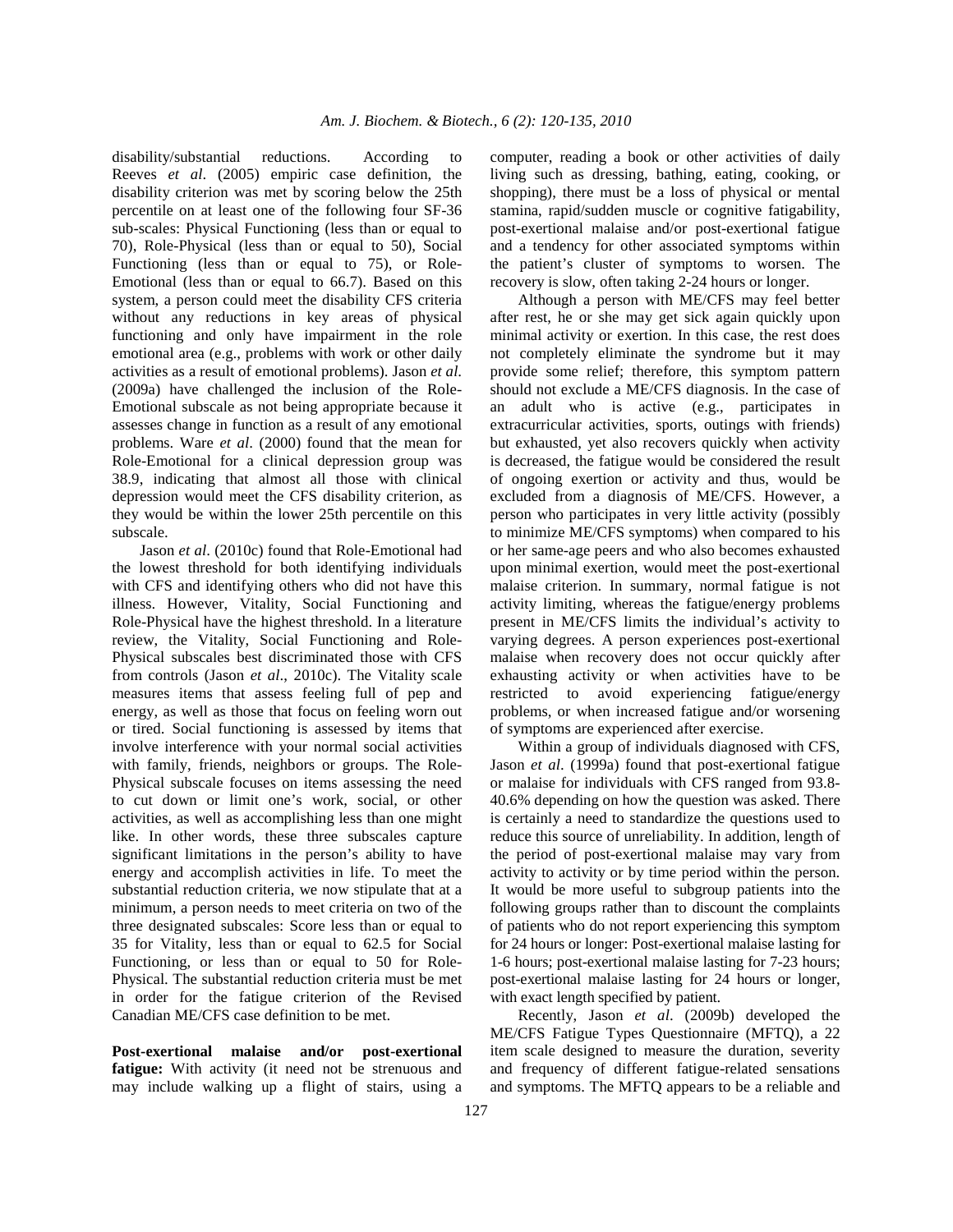disability/substantial reductions. According to Reeves *et al*. (2005) empiric case definition, the disability criterion was met by scoring below the 25th percentile on at least one of the following four SF-36 sub-scales: Physical Functioning (less than or equal to 70), Role-Physical (less than or equal to 50), Social Functioning (less than or equal to 75), or Role-Emotional (less than or equal to 66.7). Based on this system, a person could meet the disability CFS criteria without any reductions in key areas of physical functioning and only have impairment in the role emotional area (e.g., problems with work or other daily activities as a result of emotional problems). Jason *et al*. (2009a) have challenged the inclusion of the Role-Emotional subscale as not being appropriate because it assesses change in function as a result of any emotional problems. Ware *et al*. (2000) found that the mean for Role-Emotional for a clinical depression group was 38.9, indicating that almost all those with clinical depression would meet the CFS disability criterion, as they would be within the lower 25th percentile on this subscale.

Jason *et al*. (2010c) found that Role-Emotional had the lowest threshold for both identifying individuals with CFS and identifying others who did not have this illness. However, Vitality, Social Functioning and Role-Physical have the highest threshold. In a literature review, the Vitality, Social Functioning and Role-Physical subscales best discriminated those with CFS from controls (Jason *et al*., 2010c). The Vitality scale measures items that assess feeling full of pep and energy, as well as those that focus on feeling worn out or tired. Social functioning is assessed by items that involve interference with your normal social activities with family, friends, neighbors or groups. The Role-Physical subscale focuses on items assessing the need to cut down or limit one's work, social, or other activities, as well as accomplishing less than one might like. In other words, these three subscales capture significant limitations in the person's ability to have energy and accomplish activities in life. To meet the substantial reduction criteria, we now stipulate that at a minimum, a person needs to meet criteria on two of the three designated subscales: Score less than or equal to 35 for Vitality, less than or equal to 62.5 for Social Functioning, or less than or equal to 50 for Role-Physical. The substantial reduction criteria must be met in order for the fatigue criterion of the Revised Canadian ME/CFS case definition to be met.

**Post-exertional malaise and/or post-exertional fatigue:** With activity (it need not be strenuous and may include walking up a flight of stairs, using a computer, reading a book or other activities of daily living such as dressing, bathing, eating, cooking, or shopping), there must be a loss of physical or mental stamina, rapid/sudden muscle or cognitive fatigability, post-exertional malaise and/or post-exertional fatigue and a tendency for other associated symptoms within the patient's cluster of symptoms to worsen. The recovery is slow, often taking 2-24 hours or longer.

Although a person with ME/CFS may feel better after rest, he or she may get sick again quickly upon minimal activity or exertion. In this case, the rest does not completely eliminate the syndrome but it may provide some relief; therefore, this symptom pattern should not exclude a ME/CFS diagnosis. In the case of an adult who is active (e.g., participates in extracurricular activities, sports, outings with friends) but exhausted, yet also recovers quickly when activity is decreased, the fatigue would be considered the result of ongoing exertion or activity and thus, would be excluded from a diagnosis of ME/CFS. However, a person who participates in very little activity (possibly to minimize ME/CFS symptoms) when compared to his or her same-age peers and who also becomes exhausted upon minimal exertion, would meet the post-exertional malaise criterion. In summary, normal fatigue is not activity limiting, whereas the fatigue/energy problems present in ME/CFS limits the individual's activity to varying degrees. A person experiences post-exertional malaise when recovery does not occur quickly after exhausting activity or when activities have to be restricted to avoid experiencing fatigue/energy problems, or when increased fatigue and/or worsening of symptoms are experienced after exercise.

Within a group of individuals diagnosed with CFS, Jason *et al*. (1999a) found that post-exertional fatigue or malaise for individuals with CFS ranged from 93.8-40.6% depending on how the question was asked. There is certainly a need to standardize the questions used to reduce this source of unreliability. In addition, length of the period of post-exertional malaise may vary from activity to activity or by time period within the person. It would be more useful to subgroup patients into the following groups rather than to discount the complaints of patients who do not report experiencing this symptom for 24 hours or longer: Post-exertional malaise lasting for 1-6 hours; post-exertional malaise lasting for 7-23 hours; post-exertional malaise lasting for 24 hours or longer, with exact length specified by patient.

Recently, Jason *et al*. (2009b) developed the ME/CFS Fatigue Types Questionnaire (MFTQ), a 22 item scale designed to measure the duration, severity and frequency of different fatigue-related sensations and symptoms. The MFTQ appears to be a reliable and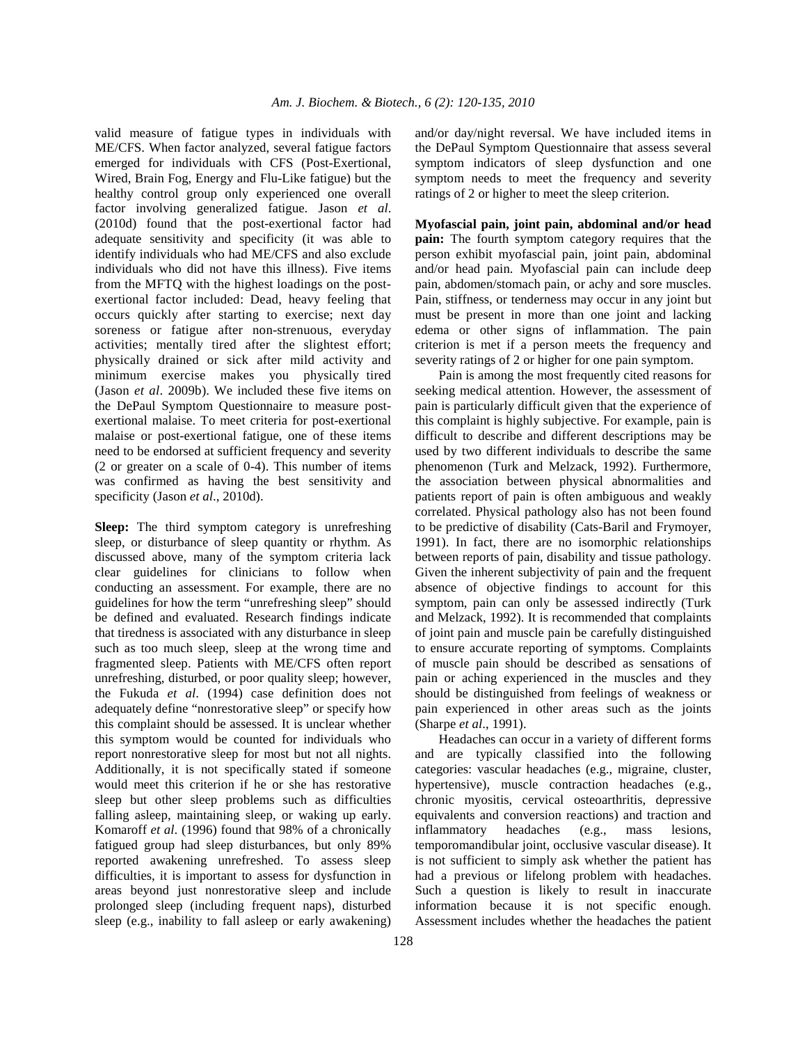valid measure of fatigue types in individuals with ME/CFS. When factor analyzed, several fatigue factors emerged for individuals with CFS (Post-Exertional, Wired, Brain Fog, Energy and Flu-Like fatigue) but the healthy control group only experienced one overall factor involving generalized fatigue. Jason *et al*. (2010d) found that the post-exertional factor had adequate sensitivity and specificity (it was able to identify individuals who had ME/CFS and also exclude individuals who did not have this illness). Five items from the MFTQ with the highest loadings on the post-exertional factor included: Dead, heavy feeling that occurs quickly after starting to exercise; next day soreness or fatigue after non-strenuous, everyday activities; mentally tired after the slightest effort; physically drained or sick after mild activity and minimum exercise makes you physically tired (Jason *et al*. 2009b). We included these five items on the DePaul Symptom Questionnaire to measure post-exertional malaise. To meet criteria for post-exertional malaise or post-exertional fatigue, one of these items need to be endorsed at sufficient frequency and severity (2 or greater on a scale of 0-4). This number of items was confirmed as having the best sensitivity and specificity (Jason *et al*., 2010d).

**Sleep:** The third symptom category is unrefreshing sleep, or disturbance of sleep quantity or rhythm. As discussed above, many of the symptom criteria lack clear guidelines for clinicians to follow when conducting an assessment. For example, there are no guidelines for how the term "unrefreshing sleep" should be defined and evaluated. Research findings indicate that tiredness is associated with any disturbance in sleep such as too much sleep, sleep at the wrong time and fragmented sleep. Patients with ME/CFS often report unrefreshing, disturbed, or poor quality sleep; however, the Fukuda *et al*. (1994) case definition does not adequately define "nonrestorative sleep" or specify how this complaint should be assessed. It is unclear whether this symptom would be counted for individuals who report nonrestorative sleep for most but not all nights. Additionally, it is not specifically stated if someone would meet this criterion if he or she has restorative sleep but other sleep problems such as difficulties falling asleep, maintaining sleep, or waking up early. Komaroff *et al*. (1996) found that 98% of a chronically fatigued group had sleep disturbances, but only 89% reported awakening unrefreshed. To assess sleep difficulties, it is important to assess for dysfunction in areas beyond just nonrestorative sleep and include prolonged sleep (including frequent naps), disturbed sleep (e.g., inability to fall asleep or early awakening) and/or day/night reversal. We have included items in the DePaul Symptom Questionnaire that assess several symptom indicators of sleep dysfunction and one symptom needs to meet the frequency and severity ratings of 2 or higher to meet the sleep criterion.

**Myofascial pain, joint pain, abdominal and/or head pain:** The fourth symptom category requires that the person exhibit myofascial pain, joint pain, abdominal and/or head pain. Myofascial pain can include deep pain, abdomen/stomach pain, or achy and sore muscles. Pain, stiffness, or tenderness may occur in any joint but must be present in more than one joint and lacking edema or other signs of inflammation. The pain criterion is met if a person meets the frequency and severity ratings of 2 or higher for one pain symptom.

Pain is among the most frequently cited reasons for seeking medical attention. However, the assessment of pain is particularly difficult given that the experience of this complaint is highly subjective. For example, pain is difficult to describe and different descriptions may be used by two different individuals to describe the same phenomenon (Turk and Melzack, 1992). Furthermore, the association between physical abnormalities and patients report of pain is often ambiguous and weakly correlated. Physical pathology also has not been found to be predictive of disability (Cats-Baril and Frymoyer, 1991). In fact, there are no isomorphic relationships between reports of pain, disability and tissue pathology. Given the inherent subjectivity of pain and the frequent absence of objective findings to account for this symptom, pain can only be assessed indirectly (Turk and Melzack, 1992). It is recommended that complaints of joint pain and muscle pain be carefully distinguished to ensure accurate reporting of symptoms. Complaints of muscle pain should be described as sensations of pain or aching experienced in the muscles and they should be distinguished from feelings of weakness or pain experienced in other areas such as the joints (Sharpe *et al*., 1991).

Headaches can occur in a variety of different forms and are typically classified into the following categories: vascular headaches (e.g., migraine, cluster, hypertensive), muscle contraction headaches (e.g., chronic myositis, cervical osteoarthritis, depressive equivalents and conversion reactions) and traction and inflammatory headaches (e.g., mass lesions, temporomandibular joint, occlusive vascular disease). It is not sufficient to simply ask whether the patient has had a previous or lifelong problem with headaches. Such a question is likely to result in inaccurate information because it is not specific enough. Assessment includes whether the headaches the patient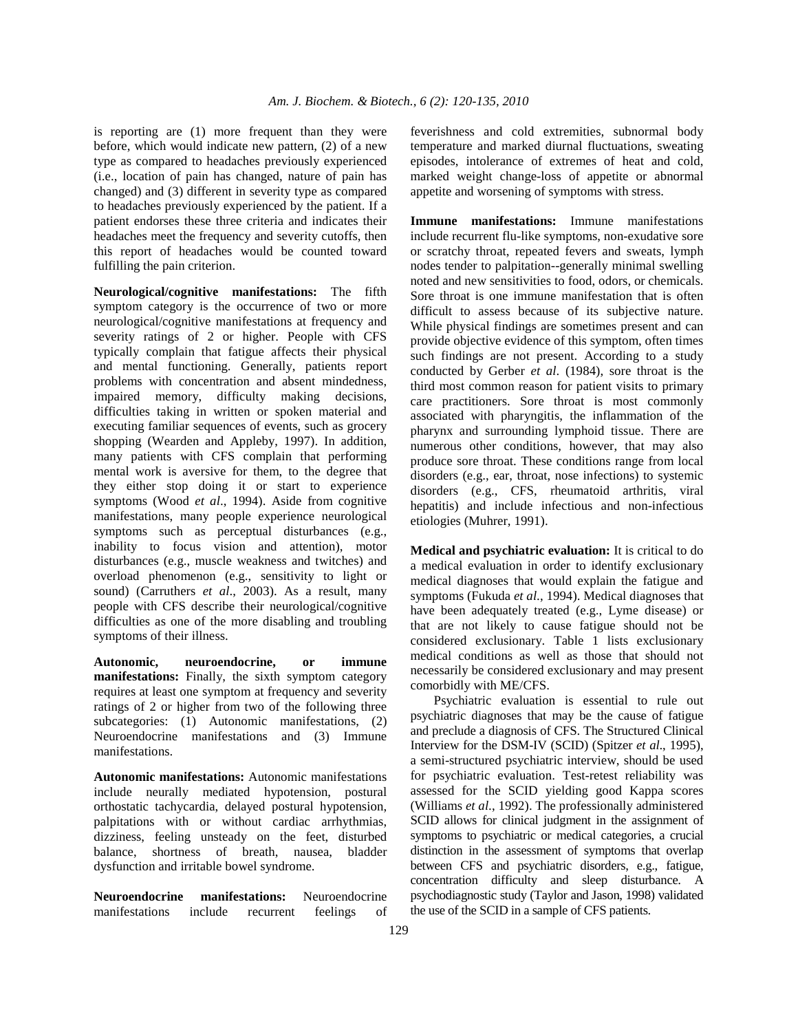is reporting are (1) more frequent than they were before, which would indicate new pattern, (2) of a new type as compared to headaches previously experienced (i.e., location of pain has changed, nature of pain has changed) and (3) different in severity type as compared to headaches previously experienced by the patient. If a patient endorses these three criteria and indicates their headaches meet the frequency and severity cutoffs, then this report of headaches would be counted toward fulfilling the pain criterion.

**Neurological/cognitive manifestations:** The fifth symptom category is the occurrence of two or more neurological/cognitive manifestations at frequency and severity ratings of 2 or higher. People with CFS typically complain that fatigue affects their physical and mental functioning. Generally, patients report problems with concentration and absent mindedness, impaired memory, difficulty making decisions, difficulties taking in written or spoken material and executing familiar sequences of events, such as grocery shopping (Wearden and Appleby, 1997). In addition, many patients with CFS complain that performing mental work is aversive for them, to the degree that they either stop doing it or start to experience symptoms (Wood *et al*., 1994). Aside from cognitive manifestations, many people experience neurological symptoms such as perceptual disturbances (e.g., inability to focus vision and attention), motor disturbances (e.g., muscle weakness and twitches) and overload phenomenon (e.g., sensitivity to light or sound) (Carruthers *et al*., 2003). As a result, many people with CFS describe their neurological/cognitive difficulties as one of the more disabling and troubling symptoms of their illness.

**Autonomic, neuroendocrine, or immune manifestations:** Finally, the sixth symptom category requires at least one symptom at frequency and severity ratings of 2 or higher from two of the following three subcategories: (1) Autonomic manifestations, (2) Neuroendocrine manifestations and (3) Immune manifestations.

**Autonomic manifestations:** Autonomic manifestations include neurally mediated hypotension, postural orthostatic tachycardia, delayed postural hypotension, palpitations with or without cardiac arrhythmias, dizziness, feeling unsteady on the feet, disturbed balance, shortness of breath, nausea, bladder dysfunction and irritable bowel syndrome.

**Neuroendocrine manifestations:** Neuroendocrine manifestations include recurrent feelings of feverishness and cold extremities, subnormal body temperature and marked diurnal fluctuations, sweating episodes, intolerance of extremes of heat and cold, marked weight change-loss of appetite or abnormal appetite and worsening of symptoms with stress.

**Immune manifestations:** Immune manifestations include recurrent flu-like symptoms, non-exudative sore or scratchy throat, repeated fevers and sweats, lymph nodes tender to palpitation--generally minimal swelling noted and new sensitivities to food, odors, or chemicals. Sore throat is one immune manifestation that is often difficult to assess because of its subjective nature. While physical findings are sometimes present and can provide objective evidence of this symptom, often times such findings are not present. According to a study conducted by Gerber *et al*. (1984), sore throat is the third most common reason for patient visits to primary care practitioners. Sore throat is most commonly associated with pharyngitis, the inflammation of the pharynx and surrounding lymphoid tissue. There are numerous other conditions, however, that may also produce sore throat. These conditions range from local disorders (e.g., ear, throat, nose infections) to systemic disorders (e.g., CFS, rheumatoid arthritis, viral hepatitis) and include infectious and non-infectious etiologies (Muhrer, 1991).

**Medical and psychiatric evaluation:** It is critical to do a medical evaluation in order to identify exclusionary medical diagnoses that would explain the fatigue and symptoms (Fukuda *et al*., 1994). Medical diagnoses that have been adequately treated (e.g., Lyme disease) or that are not likely to cause fatigue should not be considered exclusionary. Table 1 lists exclusionary medical conditions as well as those that should not necessarily be considered exclusionary and may present comorbidly with ME/CFS.

Psychiatric evaluation is essential to rule out psychiatric diagnoses that may be the cause of fatigue and preclude a diagnosis of CFS. The Structured Clinical Interview for the DSM-IV (SCID) (Spitzer *et al*., 1995), a semi-structured psychiatric interview, should be used for psychiatric evaluation. Test-retest reliability was assessed for the SCID yielding good Kappa scores (Williams *et al*., 1992). The professionally administered SCID allows for clinical judgment in the assignment of symptoms to psychiatric or medical categories, a crucial distinction in the assessment of symptoms that overlap between CFS and psychiatric disorders, e.g., fatigue, concentration difficulty and sleep disturbance. A psychodiagnostic study (Taylor and Jason, 1998) validated the use of the SCID in a sample of CFS patients.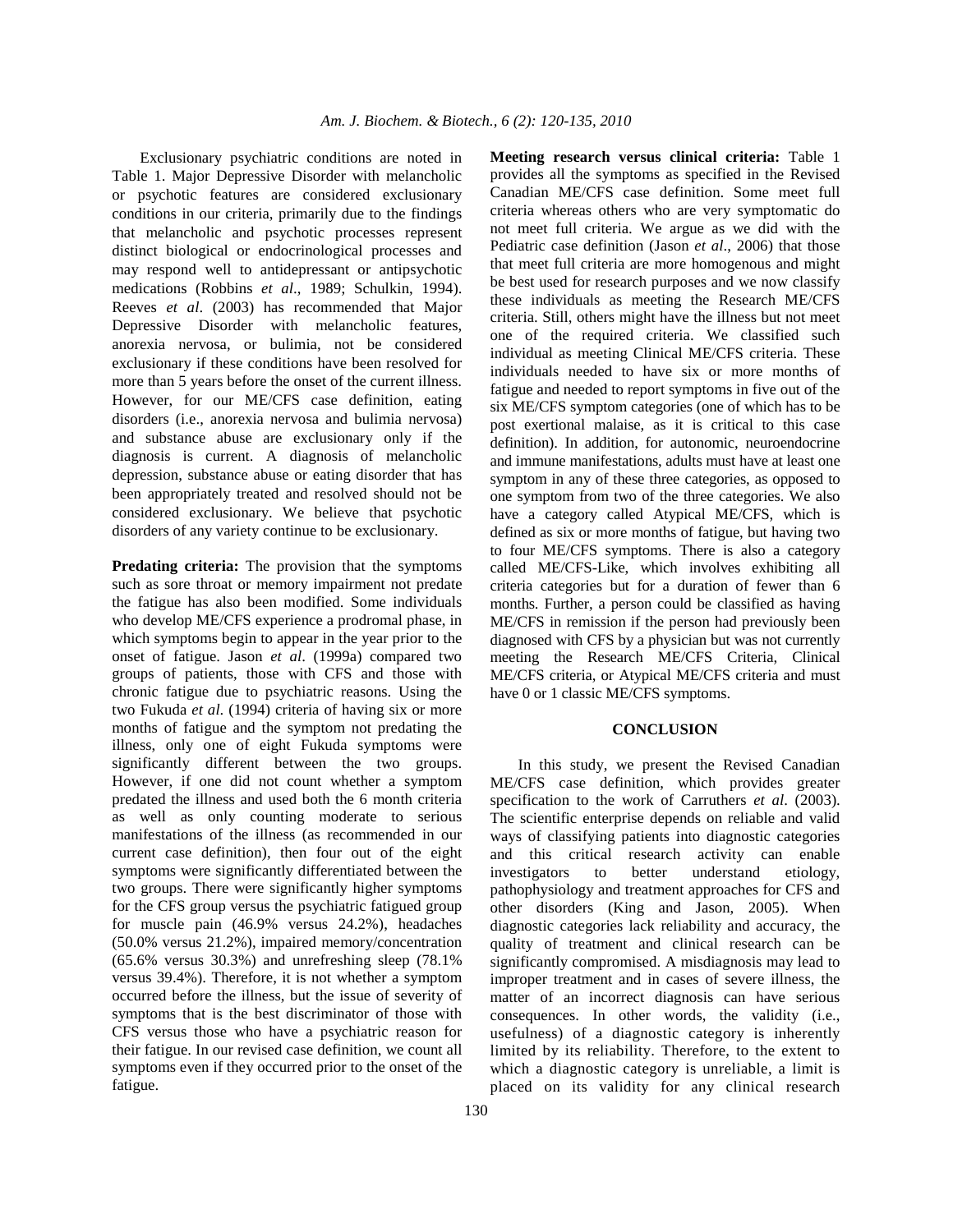Exclusionary psychiatric conditions are noted in Table 1. Major Depressive Disorder with melancholic or psychotic features are considered exclusionary conditions in our criteria, primarily due to the findings that melancholic and psychotic processes represent distinct biological or endocrinological processes and may respond well to antidepressant or antipsychotic medications (Robbins *et al*., 1989; Schulkin, 1994). Reeves *et al*. (2003) has recommended that Major Depressive Disorder with melancholic features, anorexia nervosa, or bulimia, not be considered exclusionary if these conditions have been resolved for more than 5 years before the onset of the current illness. However, for our ME/CFS case definition, eating disorders (i.e., anorexia nervosa and bulimia nervosa) and substance abuse are exclusionary only if the diagnosis is current. A diagnosis of melancholic depression, substance abuse or eating disorder that has been appropriately treated and resolved should not be considered exclusionary. We believe that psychotic disorders of any variety continue to be exclusionary.

**Predating criteria:** The provision that the symptoms such as sore throat or memory impairment not predate the fatigue has also been modified. Some individuals who develop ME/CFS experience a prodromal phase, in which symptoms begin to appear in the year prior to the onset of fatigue. Jason *et al*. (1999a) compared two groups of patients, those with CFS and those with chronic fatigue due to psychiatric reasons. Using the two Fukuda *et al*. (1994) criteria of having six or more months of fatigue and the symptom not predating the illness, only one of eight Fukuda symptoms were significantly different between the two groups. However, if one did not count whether a symptom predated the illness and used both the 6 month criteria as well as only counting moderate to serious manifestations of the illness (as recommended in our current case definition), then four out of the eight symptoms were significantly differentiated between the two groups. There were significantly higher symptoms for the CFS group versus the psychiatric fatigued group for muscle pain (46.9% versus 24.2%), headaches (50.0% versus 21.2%), impaired memory/concentration (65.6% versus 30.3%) and unrefreshing sleep (78.1% versus 39.4%). Therefore, it is not whether a symptom occurred before the illness, but the issue of severity of symptoms that is the best discriminator of those with CFS versus those who have a psychiatric reason for their fatigue. In our revised case definition, we count all symptoms even if they occurred prior to the onset of the fatigue.

**Meeting research versus clinical criteria:** Table 1 provides all the symptoms as specified in the Revised Canadian ME/CFS case definition. Some meet full criteria whereas others who are very symptomatic do not meet full criteria. We argue as we did with the Pediatric case definition (Jason *et al*., 2006) that those that meet full criteria are more homogenous and might be best used for research purposes and we now classify these individuals as meeting the Research ME/CFS criteria. Still, others might have the illness but not meet one of the required criteria. We classified such individual as meeting Clinical ME/CFS criteria. These individuals needed to have six or more months of fatigue and needed to report symptoms in five out of the six ME/CFS symptom categories (one of which has to be post exertional malaise, as it is critical to this case definition). In addition, for autonomic, neuroendocrine and immune manifestations, adults must have at least one symptom in any of these three categories, as opposed to one symptom from two of the three categories. We also have a category called Atypical ME/CFS, which is defined as six or more months of fatigue, but having two to four ME/CFS symptoms. There is also a category called ME/CFS-Like, which involves exhibiting all criteria categories but for a duration of fewer than 6 months. Further, a person could be classified as having ME/CFS in remission if the person had previously been diagnosed with CFS by a physician but was not currently meeting the Research ME/CFS Criteria, Clinical ME/CFS criteria, or Atypical ME/CFS criteria and must have 0 or 1 classic ME/CFS symptoms.

## CONCLUSION

In this study, we present the Revised Canadian ME/CFS case definition, which provides greater specification to the work of Carruthers *et al*. (2003). The scientific enterprise depends on reliable and valid ways of classifying patients into diagnostic categories and this critical research activity can enable investigators to better understand etiology, pathophysiology and treatment approaches for CFS and other disorders (King and Jason, 2005). When diagnostic categories lack reliability and accuracy, the quality of treatment and clinical research can be significantly compromised. A misdiagnosis may lead to improper treatment and in cases of severe illness, the matter of an incorrect diagnosis can have serious consequences. In other words, the validity (i.e., usefulness) of a diagnostic category is inherently limited by its reliability. Therefore, to the extent to which a diagnostic category is unreliable, a limit is placed on its validity for any clinical research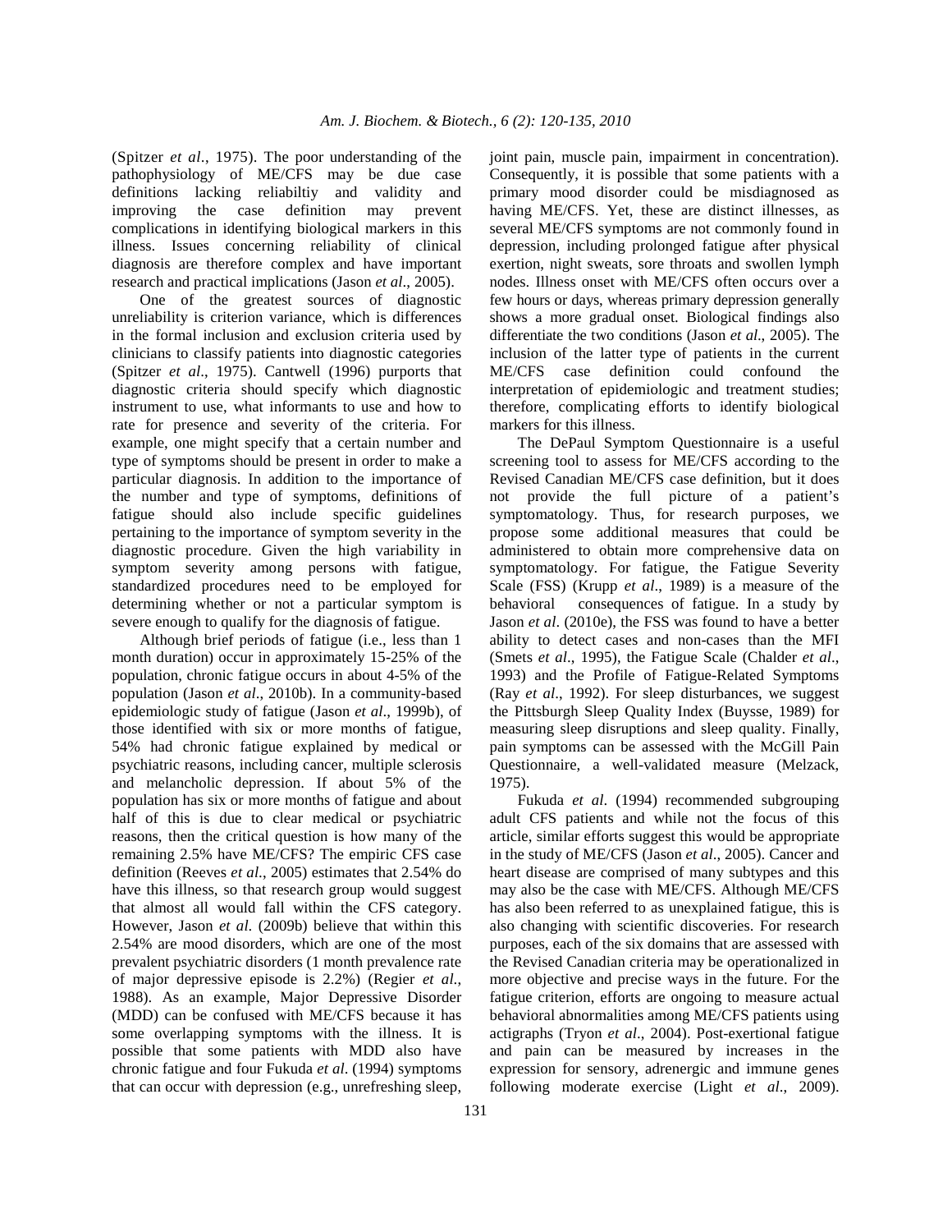(Spitzer *et al*., 1975). The poor understanding of the pathophysiology of ME/CFS may be due case definitions lacking reliabiltiy and validity and improving the case definition may prevent complications in identifying biological markers in this illness. Issues concerning reliability of clinical diagnosis are therefore complex and have important research and practical implications (Jason *et al*., 2005).

One of the greatest sources of diagnostic unreliability is criterion variance, which is differences in the formal inclusion and exclusion criteria used by clinicians to classify patients into diagnostic categories (Spitzer *et al*., 1975). Cantwell (1996) purports that diagnostic criteria should specify which diagnostic instrument to use, what informants to use and how to rate for presence and severity of the criteria. For example, one might specify that a certain number and type of symptoms should be present in order to make a particular diagnosis. In addition to the importance of the number and type of symptoms, definitions of fatigue should also include specific guidelines pertaining to the importance of symptom severity in the diagnostic procedure. Given the high variability in symptom severity among persons with fatigue, standardized procedures need to be employed for determining whether or not a particular symptom is severe enough to qualify for the diagnosis of fatigue.

Although brief periods of fatigue (i.e., less than 1 month duration) occur in approximately 15-25% of the population, chronic fatigue occurs in about 4-5% of the population (Jason *et al*., 2010b). In a community-based epidemiologic study of fatigue (Jason *et al*., 1999b), of those identified with six or more months of fatigue, 54% had chronic fatigue explained by medical or psychiatric reasons, including cancer, multiple sclerosis and melancholic depression. If about 5% of the population has six or more months of fatigue and about half of this is due to clear medical or psychiatric reasons, then the critical question is how many of the remaining 2.5% have ME/CFS? The empiric CFS case definition (Reeves *et al*., 2005) estimates that 2.54% do have this illness, so that research group would suggest that almost all would fall within the CFS category. However, Jason *et al*. (2009b) believe that within this 2.54% are mood disorders, which are one of the most prevalent psychiatric disorders (1 month prevalence rate of major depressive episode is 2.2%) (Regier *et al*., 1988). As an example, Major Depressive Disorder (MDD) can be confused with ME/CFS because it has some overlapping symptoms with the illness. It is possible that some patients with MDD also have chronic fatigue and four Fukuda *et al*. (1994) symptoms that can occur with depression (e.g., unrefreshing sleep, joint pain, muscle pain, impairment in concentration). Consequently, it is possible that some patients with a primary mood disorder could be misdiagnosed as having ME/CFS. Yet, these are distinct illnesses, as several ME/CFS symptoms are not commonly found in depression, including prolonged fatigue after physical exertion, night sweats, sore throats and swollen lymph nodes. Illness onset with ME/CFS often occurs over a few hours or days, whereas primary depression generally shows a more gradual onset. Biological findings also differentiate the two conditions (Jason *et al*., 2005). The inclusion of the latter type of patients in the current ME/CFS case definition could confound the interpretation of epidemiologic and treatment studies; therefore, complicating efforts to identify biological markers for this illness.

The DePaul Symptom Questionnaire is a useful screening tool to assess for ME/CFS according to the Revised Canadian ME/CFS case definition, but it does not provide the full picture of a patient's symptomatology. Thus, for research purposes, we propose some additional measures that could be administered to obtain more comprehensive data on symptomatology. For fatigue, the Fatigue Severity Scale (FSS) (Krupp *et al*., 1989) is a measure of the behavioral consequences of fatigue. In a study by Jason *et al*. (2010e), the FSS was found to have a better ability to detect cases and non-cases than the MFI (Smets *et al*., 1995), the Fatigue Scale (Chalder *et al*., 1993) and the Profile of Fatigue-Related Symptoms (Ray *et al*., 1992). For sleep disturbances, we suggest the Pittsburgh Sleep Quality Index (Buysse, 1989) for measuring sleep disruptions and sleep quality. Finally, pain symptoms can be assessed with the McGill Pain Questionnaire, a well-validated measure (Melzack, 1975).

Fukuda *et al*. (1994) recommended subgrouping adult CFS patients and while not the focus of this article, similar efforts suggest this would be appropriate in the study of ME/CFS (Jason *et al*., 2005). Cancer and heart disease are comprised of many subtypes and this may also be the case with ME/CFS. Although ME/CFS has also been referred to as unexplained fatigue, this is also changing with scientific discoveries. For research purposes, each of the six domains that are assessed with the Revised Canadian criteria may be operationalized in more objective and precise ways in the future. For the fatigue criterion, efforts are ongoing to measure actual behavioral abnormalities among ME/CFS patients using actigraphs (Tryon *et al*., 2004). Post-exertional fatigue and pain can be measured by increases in the expression for sensory, adrenergic and immune genes following moderate exercise (Light *et al*., 2009).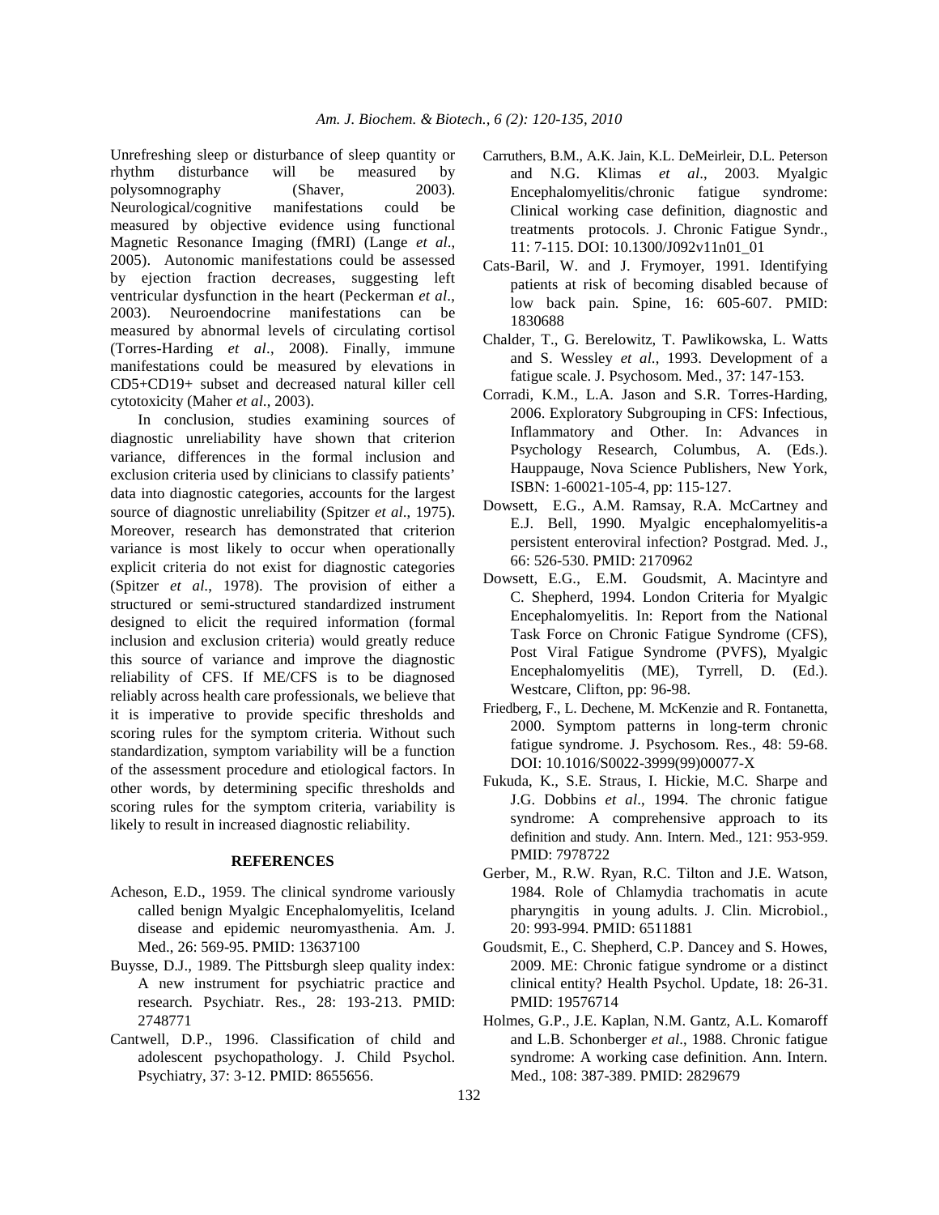Unrefreshing sleep or disturbance of sleep quantity or rhythm disturbance will be measured by polysomnography (Shaver, 2003). Neurological/cognitive manifestations could be measured by objective evidence using functional Magnetic Resonance Imaging (fMRI) (Lange *et al*., 2005). Autonomic manifestations could be assessed by ejection fraction decreases, suggesting left ventricular dysfunction in the heart (Peckerman *et al*., 2003). Neuroendocrine manifestations can be measured by abnormal levels of circulating cortisol (Torres-Harding *et al*., 2008). Finally, immune manifestations could be measured by elevations in CD5+CD19+ subset and decreased natural killer cell cytotoxicity (Maher *et al.*, 2003).

In conclusion, studies examining sources of diagnostic unreliability have shown that criterion variance, differences in the formal inclusion and exclusion criteria used by clinicians to classify patients' data into diagnostic categories, accounts for the largest source of diagnostic unreliability (Spitzer *et al*., 1975). Moreover, research has demonstrated that criterion variance is most likely to occur when operationally explicit criteria do not exist for diagnostic categories (Spitzer *et al.*, 1978). The provision of either a structured or semi-structured standardized instrument designed to elicit the required information (formal inclusion and exclusion criteria) would greatly reduce this source of variance and improve the diagnostic reliability of CFS. If ME/CFS is to be diagnosed reliably across health care professionals, we believe that it is imperative to provide specific thresholds and scoring rules for the symptom criteria. Without such standardization, symptom variability will be a function of the assessment procedure and etiological factors. In other words, by determining specific thresholds and scoring rules for the symptom criteria, variability is likely to result in increased diagnostic reliability.

## REFERENCES

Acheson, E.D., 1959. The clinical syndrome variously called benign Myalgic Encephalomyelitis, Iceland disease and epidemic neuromyasthenia. Am. J. Med., 26: 569-95. PMID: 13637100

Buysse, D.J., 1989. The Pittsburgh sleep quality index: A new instrument for psychiatric practice and research. Psychiatr. Res., 28: 193-213. PMID: 2748771

Cantwell, D.P., 1996. Classification of child and adolescent psychopathology. J. Child Psychol. Psychiatry, 37: 3-12. PMID: 8655656.

Carruthers, B.M., A.K. Jain, K.L. DeMeirleir, D.L. Peterson and N.G. Klimas *et al*., 2003. Myalgic Encephalomyelitis/chronic fatigue syndrome: Clinical working case definition, diagnostic and treatments protocols. J. Chronic Fatigue Syndr., 11: 7-115. DOI: 10.1300/J092v11n01_01

Cats-Baril, W. and J. Frymoyer, 1991. Identifying patients at risk of becoming disabled because of low back pain. Spine, 16: 605-607. PMID: 1830688

Chalder, T., G. Berelowitz, T. Pawlikowska, L. Watts and S. Wessley *et al.*, 1993. Development of a fatigue scale. J. Psychosom. Med., 37: 147-153.

Corradi, K.M., L.A. Jason and S.R. Torres-Harding, 2006. Exploratory Subgrouping in CFS: Infectious, Inflammatory and Other. In: Advances in Psychology Research, Columbus, A. (Eds.). Hauppauge, Nova Science Publishers, New York, ISBN: 1-60021-105-4, pp: 115-127.

Dowsett, E.G., A.M. Ramsay, R.A. McCartney and E.J. Bell, 1990. Myalgic encephalomyelitis-a persistent enteroviral infection? Postgrad. Med. J., 66: 526-530. PMID: 2170962

Dowsett, E.G., E.M. Goudsmit, A. Macintyre and C. Shepherd, 1994. London Criteria for Myalgic Encephalomyelitis. In: Report from the National Task Force on Chronic Fatigue Syndrome (CFS), Post Viral Fatigue Syndrome (PVFS), Myalgic Encephalomyelitis (ME), Tyrrell, D. (Ed.). Westcare, Clifton, pp: 96-98.

Friedberg, F., L. Dechene, M. McKenzie and R. Fontanetta, 2000. Symptom patterns in long-term chronic fatigue syndrome. J. Psychosom. Res., 48: 59-68. DOI: 10.1016/S0022-3999(99)00077-X

Fukuda, K., S.E. Straus, I. Hickie, M.C. Sharpe and J.G. Dobbins *et al*., 1994. The chronic fatigue syndrome: A comprehensive approach to its definition and study. Ann. Intern. Med., 121: 953-959. PMID: 7978722

Gerber, M., R.W. Ryan, R.C. Tilton and J.E. Watson, 1984. Role of Chlamydia trachomatis in acute pharyngitis in young adults. J. Clin. Microbiol., 20: 993-994. PMID: 6511881

Goudsmit, E., C. Shepherd, C.P. Dancey and S. Howes, 2009. ME: Chronic fatigue syndrome or a distinct clinical entity? Health Psychol. Update, 18: 26-31. PMID: 19576714

Holmes, G.P., J.E. Kaplan, N.M. Gantz, A.L. Komaroff and L.B. Schonberger *et al*., 1988. Chronic fatigue syndrome: A working case definition. Ann. Intern. Med., 108: 387-389. PMID: 2829679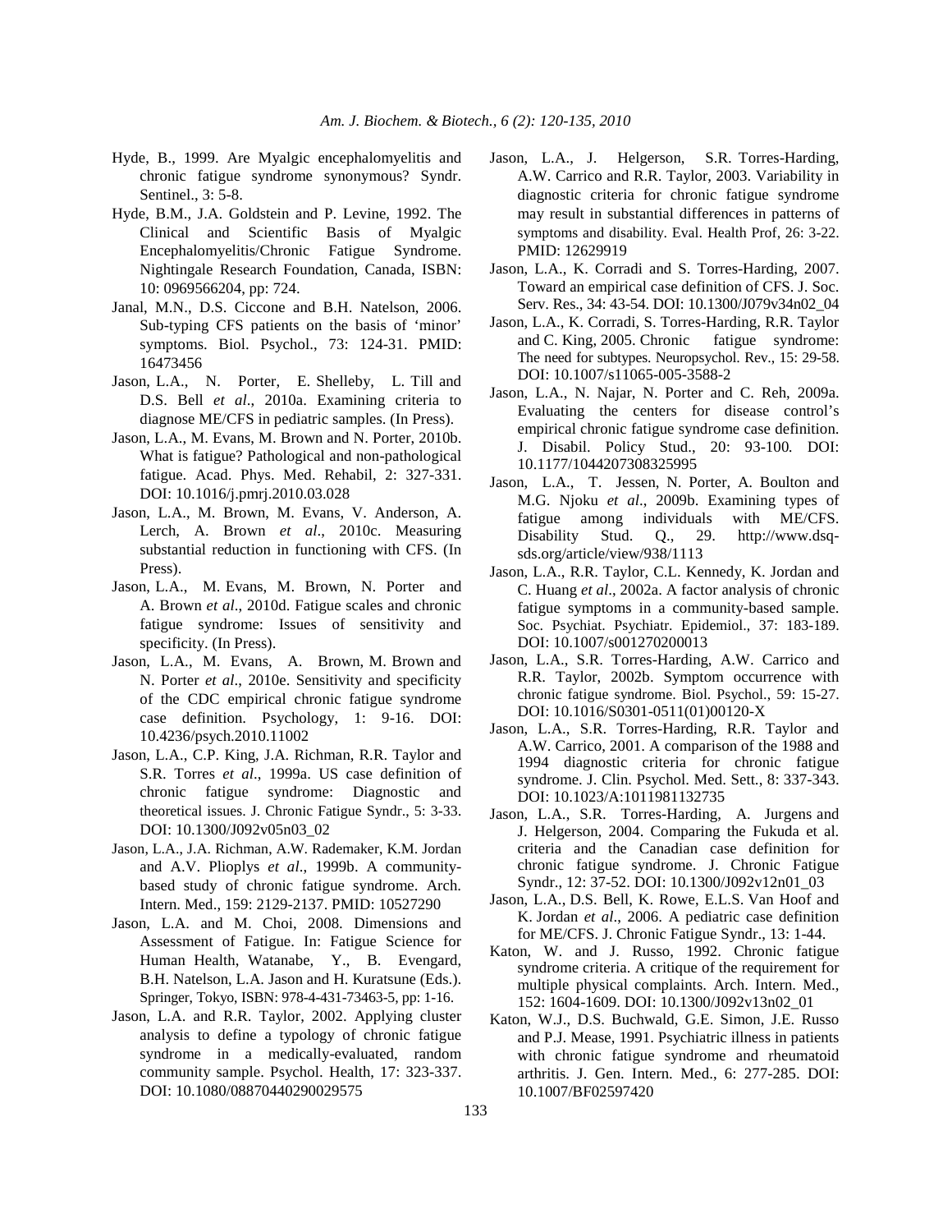Hyde, B., 1999. Are Myalgic encephalomyelitis and chronic fatigue syndrome synonymous? Syndr. Sentinel., 3: 5-8.

Hyde, B.M., J.A. Goldstein and P. Levine, 1992. The Clinical and Scientific Basis of Myalgic Encephalomyelitis/Chronic Fatigue Syndrome. Nightingale Research Foundation, Canada, ISBN: 10: 0969566204, pp: 724.

Janal, M.N., D.S. Ciccone and B.H. Natelson, 2006. Sub-typing CFS patients on the basis of 'minor' symptoms. Biol. Psychol., 73: 124-31. PMID: 16473456

Jason, L.A., N. Porter, E. Shelleby, L. Till and D.S. Bell *et al*., 2010a. Examining criteria to diagnose ME/CFS in pediatric samples. (In Press).

Jason, L.A., M. Evans, M. Brown and N. Porter, 2010b. What is fatigue? Pathological and non-pathological fatigue. Acad. Phys. Med. Rehabil, 2: 327-331. DOI: 10.1016/j.pmrj.2010.03.028

Jason, L.A., M. Brown, M. Evans, V. Anderson, A. Lerch, A. Brown *et al*., 2010c. Measuring substantial reduction in functioning with CFS. (In Press).

Jason, L.A., M. Evans, M. Brown, N. Porter and A. Brown *et al*., 2010d. Fatigue scales and chronic fatigue syndrome: Issues of sensitivity and specificity. (In Press).

Jason, L.A., M. Evans, A. Brown, M. Brown and N. Porter *et al*., 2010e. Sensitivity and specificity of the CDC empirical chronic fatigue syndrome case definition. Psychology, 1: 9-16. DOI: 10.4236/psych.2010.11002

Jason, L.A., C.P. King, J.A. Richman, R.R. Taylor and S.R. Torres *et al*., 1999a. US case definition of chronic fatigue syndrome: Diagnostic and theoretical issues. J. Chronic Fatigue Syndr., 5: 3-33. DOI: 10.1300/J092v05n03_02

Jason, L.A., J.A. Richman, A.W. Rademaker, K.M. Jordan and A.V. Plioplys *et al*., 1999b. A community-based study of chronic fatigue syndrome. Arch. Intern. Med., 159: 2129-2137. PMID: 10527290

Jason, L.A. and M. Choi, 2008. Dimensions and Assessment of Fatigue. In: Fatigue Science for Human Health, Watanabe, Y., B. Evengard, B.H. Natelson, L.A. Jason and H. Kuratsune (Eds.). Springer, Tokyo, ISBN: 978-4-431-73463-5, pp: 1-16.

Jason, L.A. and R.R. Taylor, 2002. Applying cluster analysis to define a typology of chronic fatigue syndrome in a medically-evaluated, random community sample. Psychol. Health, 17: 323-337. DOI: 10.1080/08870440290029575

Jason, L.A., J. Helgerson, S.R. Torres-Harding, A.W. Carrico and R.R. Taylor, 2003. Variability in diagnostic criteria for chronic fatigue syndrome may result in substantial differences in patterns of symptoms and disability. Eval. Health Prof, 26: 3-22. PMID: 12629919

Jason, L.A., K. Corradi and S. Torres-Harding, 2007. Toward an empirical case definition of CFS. J. Soc. Serv. Res., 34: 43-54. DOI: 10.1300/J079v34n02_04

Jason, L.A., K. Corradi, S. Torres-Harding, R.R. Taylor and C. King, 2005. Chronic fatigue syndrome: The need for subtypes. Neuropsychol. Rev., 15: 29-58. DOI: 10.1007/s11065-005-3588-2

Jason, L.A., N. Najar, N. Porter and C. Reh, 2009a. Evaluating the centers for disease control's empirical chronic fatigue syndrome case definition. J. Disabil. Policy Stud., 20: 93-100. DOI: 10.1177/1044207308325995

Jason, L.A., T. Jessen, N. Porter, A. Boulton and M.G. Njoku *et al*., 2009b. Examining types of fatigue among individuals with ME/CFS. Disability Stud. Q., 29. http://www.dsq-sds.org/article/view/938/1113

Jason, L.A., R.R. Taylor, C.L. Kennedy, K. Jordan and C. Huang *et al*., 2002a. A factor analysis of chronic fatigue symptoms in a community-based sample. Soc. Psychiat. Psychiatr. Epidemiol., 37: 183-189. DOI: 10.1007/s001270200013

Jason, L.A., S.R. Torres-Harding, A.W. Carrico and R.R. Taylor, 2002b. Symptom occurrence with chronic fatigue syndrome. Biol. Psychol., 59: 15-27. DOI: 10.1016/S0301-0511(01)00120-X

Jason, L.A., S.R. Torres-Harding, R.R. Taylor and A.W. Carrico, 2001. A comparison of the 1988 and 1994 diagnostic criteria for chronic fatigue syndrome. J. Clin. Psychol. Med. Sett., 8: 337-343. DOI: 10.1023/A:1011981132735

Jason, L.A., S.R. Torres-Harding, A. Jurgens and J. Helgerson, 2004. Comparing the Fukuda et al. criteria and the Canadian case definition for chronic fatigue syndrome. J. Chronic Fatigue Syndr., 12: 37-52. DOI: 10.1300/J092v12n01_03

Jason, L.A., D.S. Bell, K. Rowe, E.L.S. Van Hoof and K. Jordan *et al*., 2006. A pediatric case definition for ME/CFS. J. Chronic Fatigue Syndr., 13: 1-44.

Katon, W. and J. Russo, 1992. Chronic fatigue syndrome criteria. A critique of the requirement for multiple physical complaints. Arch. Intern. Med., 152: 1604-1609. DOI: 10.1300/J092v13n02_01

Katon, W.J., D.S. Buchwald, G.E. Simon, J.E. Russo and P.J. Mease, 1991. Psychiatric illness in patients with chronic fatigue syndrome and rheumatoid arthritis. J. Gen. Intern. Med., 6: 277-285. DOI: 10.1007/BF02597420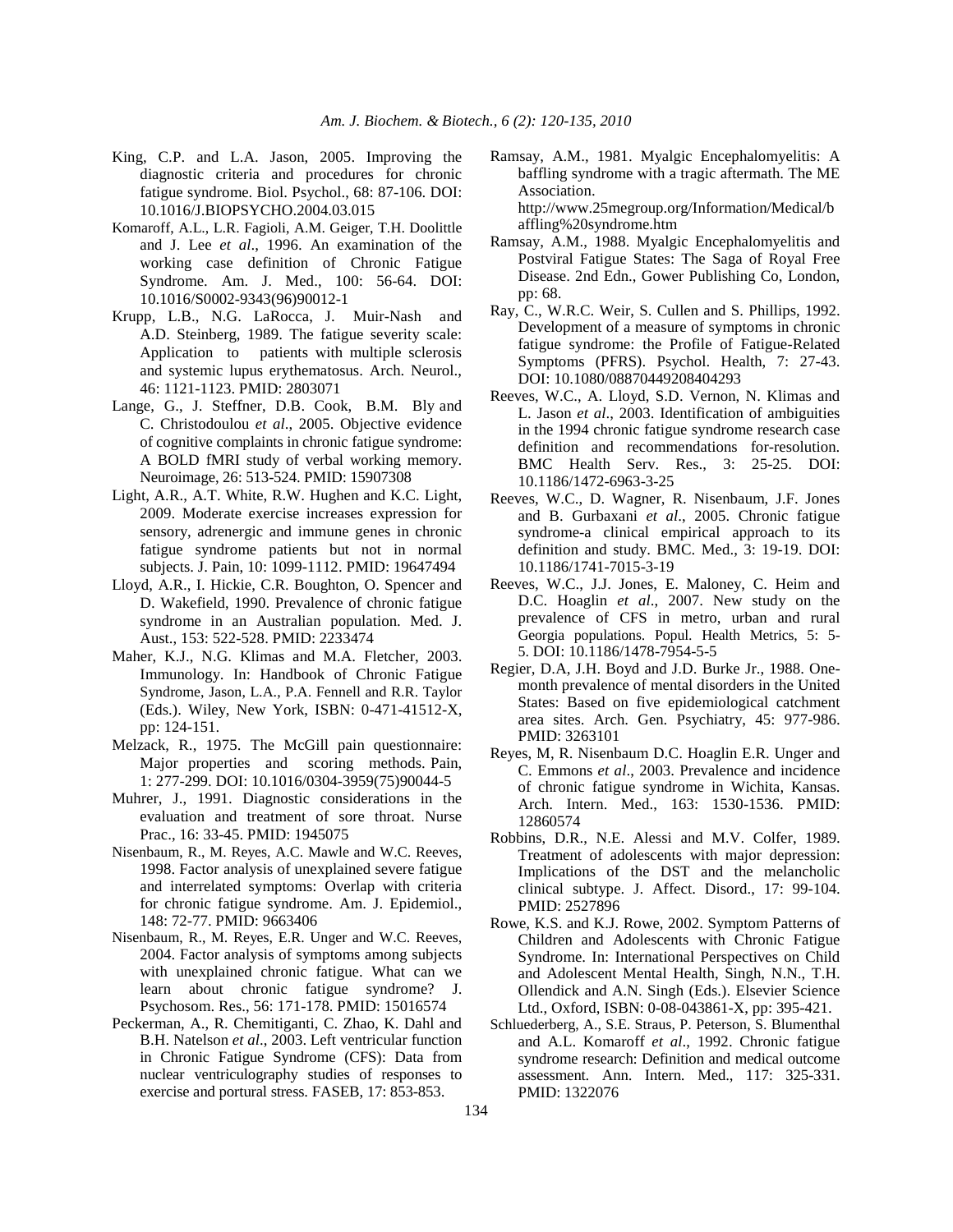King, C.P. and L.A. Jason, 2005. Improving the diagnostic criteria and procedures for chronic fatigue syndrome. Biol. Psychol., 68: 87-106. DOI: 10.1016/J.BIOPSYCHO.2004.03.015

Komaroff, A.L., L.R. Fagioli, A.M. Geiger, T.H. Doolittle and J. Lee *et al*., 1996. An examination of the working case definition of Chronic Fatigue Syndrome. Am. J. Med., 100: 56-64. DOI: 10.1016/S0002-9343(96)90012-1

Krupp, L.B., N.G. LaRocca, J. Muir-Nash and A.D. Steinberg, 1989. The fatigue severity scale: Application to patients with multiple sclerosis and systemic lupus erythematosus. Arch. Neurol., 46: 1121-1123. PMID: 2803071

Lange, G., J. Steffner, D.B. Cook, B.M. Bly and C. Christodoulou *et al*., 2005. Objective evidence of cognitive complaints in chronic fatigue syndrome: A BOLD fMRI study of verbal working memory. Neuroimage, 26: 513-524. PMID: 15907308

Light, A.R., A.T. White, R.W. Hughen and K.C. Light, 2009. Moderate exercise increases expression for sensory, adrenergic and immune genes in chronic fatigue syndrome patients but not in normal subjects. J. Pain, 10: 1099-1112. PMID: 19647494

Lloyd, A.R., I. Hickie, C.R. Boughton, O. Spencer and D. Wakefield, 1990. Prevalence of chronic fatigue syndrome in an Australian population. Med. J. Aust., 153: 522-528. PMID: 2233474

Maher, K.J., N.G. Klimas and M.A. Fletcher, 2003. Immunology. In: Handbook of Chronic Fatigue Syndrome, Jason, L.A., P.A. Fennell and R.R. Taylor (Eds.). Wiley, New York, ISBN: 0-471-41512-X, pp: 124-151.

Melzack, R., 1975. The McGill pain questionnaire: Major properties and scoring methods. Pain, 1: 277-299. DOI: 10.1016/0304-3959(75)90044-5

Muhrer, J., 1991. Diagnostic considerations in the evaluation and treatment of sore throat. Nurse Prac., 16: 33-45. PMID: 1945075

Nisenbaum, R., M. Reyes, A.C. Mawle and W.C. Reeves, 1998. Factor analysis of unexplained severe fatigue and interrelated symptoms: Overlap with criteria for chronic fatigue syndrome. Am. J. Epidemiol., 148: 72-77. PMID: 9663406

Nisenbaum, R., M. Reyes, E.R. Unger and W.C. Reeves, 2004. Factor analysis of symptoms among subjects with unexplained chronic fatigue. What can we learn about chronic fatigue syndrome? J. Psychosom. Res., 56: 171-178. PMID: 15016574

Peckerman, A., R. Chemitiganti, C. Zhao, K. Dahl and B.H. Natelson *et al*., 2003. Left ventricular function in Chronic Fatigue Syndrome (CFS): Data from nuclear ventriculography studies of responses to exercise and portural stress. FASEB, 17: 853-853.

Ramsay, A.M., 1981. Myalgic Encephalomyelitis: A baffling syndrome with a tragic aftermath. The ME Association. http://www.25megroup.org/Information/Medical/baffling%20syndrome.htm

Ramsay, A.M., 1988. Myalgic Encephalomyelitis and Postviral Fatigue States: The Saga of Royal Free Disease. 2nd Edn., Gower Publishing Co, London, pp: 68.

Ray, C., W.R.C. Weir, S. Cullen and S. Phillips, 1992. Development of a measure of symptoms in chronic fatigue syndrome: the Profile of Fatigue-Related Symptoms (PFRS). Psychol. Health, 7: 27-43. DOI: 10.1080/08870449208404293

Reeves, W.C., A. Lloyd, S.D. Vernon, N. Klimas and L. Jason *et al*., 2003. Identification of ambiguities in the 1994 chronic fatigue syndrome research case definition and recommendations for-resolution. BMC Health Serv. Res., 3: 25-25. DOI: 10.1186/1472-6963-3-25

Reeves, W.C., D. Wagner, R. Nisenbaum, J.F. Jones and B. Gurbaxani *et al*., 2005. Chronic fatigue syndrome-a clinical empirical approach to its definition and study. BMC. Med., 3: 19-19. DOI: 10.1186/1741-7015-3-19

Reeves, W.C., J.J. Jones, E. Maloney, C. Heim and D.C. Hoaglin *et al*., 2007. New study on the prevalence of CFS in metro, urban and rural Georgia populations. Popul. Health Metrics, 5: 5-5. DOI: 10.1186/1478-7954-5-5

Regier, D.A, J.H. Boyd and J.D. Burke Jr., 1988. One-month prevalence of mental disorders in the United States: Based on five epidemiological catchment area sites. Arch. Gen. Psychiatry, 45: 977-986. PMID: 3263101

Reyes, M, R. Nisenbaum D.C. Hoaglin E.R. Unger and C. Emmons *et al*., 2003. Prevalence and incidence of chronic fatigue syndrome in Wichita, Kansas. Arch. Intern. Med., 163: 1530-1536. PMID: 12860574

Robbins, D.R., N.E. Alessi and M.V. Colfer, 1989. Treatment of adolescents with major depression: Implications of the DST and the melancholic clinical subtype. J. Affect. Disord., 17: 99-104. PMID: 2527896

Rowe, K.S. and K.J. Rowe, 2002. Symptom Patterns of Children and Adolescents with Chronic Fatigue Syndrome. In: International Perspectives on Child and Adolescent Mental Health, Singh, N.N., T.H. Ollendick and A.N. Singh (Eds.). Elsevier Science Ltd., Oxford, ISBN: 0-08-043861-X, pp: 395-421.

Schluederberg, A., S.E. Straus, P. Peterson, S. Blumenthal and A.L. Komaroff *et al*., 1992. Chronic fatigue syndrome research: Definition and medical outcome assessment. Ann. Intern. Med., 117: 325-331. PMID: 1322076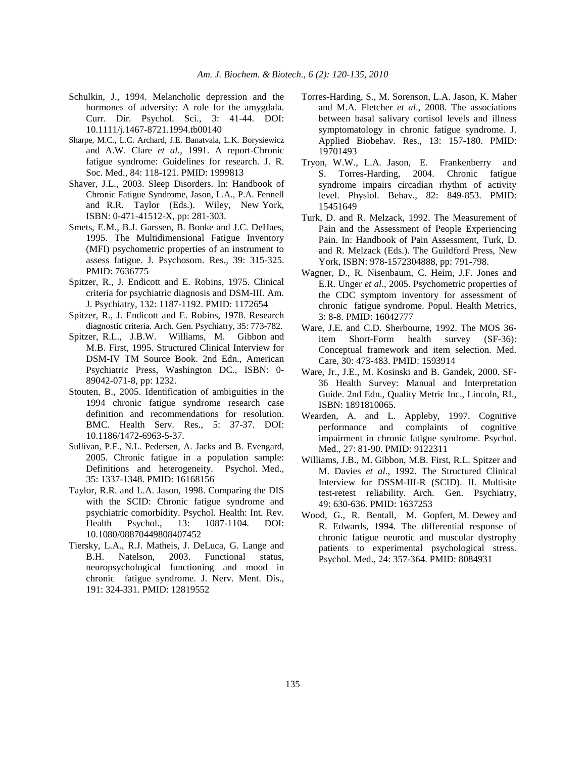Schulkin, J., 1994. Melancholic depression and the hormones of adversity: A role for the amygdala. Curr. Dir. Psychol. Sci., 3: 41-44. DOI: 10.1111/j.1467-8721.1994.tb00140

Sharpe, M.C., L.C. Archard, J.E. Banatvala, L.K. Borysiewicz and A.W. Clare *et al*., 1991. A report-Chronic fatigue syndrome: Guidelines for research. J. R. Soc. Med., 84: 118-121. PMID: 1999813

Shaver, J.L., 2003. Sleep Disorders. In: Handbook of Chronic Fatigue Syndrome, Jason, L.A., P.A. Fennell and R.R. Taylor (Eds.). Wiley, New York, ISBN: 0-471-41512-X, pp: 281-303.

Smets, E.M., B.J. Garssen, B. Bonke and J.C. DeHaes, 1995. The Multidimensional Fatigue Inventory (MFI) psychometric properties of an instrument to assess fatigue. J. Psychosom. Res., 39: 315-325. PMID: 7636775

Spitzer, R., J. Endicott and E. Robins, 1975. Clinical criteria for psychiatric diagnosis and DSM-III. Am. J. Psychiatry, 132: 1187-1192. PMID: 1172654

Spitzer, R., J. Endicott and E. Robins, 1978. Research diagnostic criteria. Arch. Gen. Psychiatry, 35: 773-782.

Spitzer, R.L., J.B.W. Williams, M. Gibbon and M.B. First, 1995. Structured Clinical Interview for DSM-IV TM Source Book. 2nd Edn., American Psychiatric Press, Washington DC., ISBN: 0-89042-071-8, pp: 1232.

Stouten, B., 2005. Identification of ambiguities in the 1994 chronic fatigue syndrome research case definition and recommendations for resolution. BMC. Health Serv. Res., 5: 37-37. DOI: 10.1186/1472-6963-5-37.

Sullivan, P.F., N.L. Pedersen, A. Jacks and B. Evengard, 2005. Chronic fatigue in a population sample: Definitions and heterogeneity. Psychol. Med., 35: 1337-1348. PMID: 16168156

Taylor, R.R. and L.A. Jason, 1998. Comparing the DIS with the SCID: Chronic fatigue syndrome and psychiatric comorbidity. Psychol. Health: Int. Rev. Health Psychol., 13: 1087-1104. DOI: 10.1080/08870449808407452

Tiersky, L.A., R.J. Matheis, J. DeLuca, G. Lange and B.H. Natelson, 2003. Functional status, neuropsychological functioning and mood in chronic fatigue syndrome. J. Nerv. Ment. Dis., 191: 324-331. PMID: 12819552

Torres-Harding, S., M. Sorenson, L.A. Jason, K. Maher and M.A. Fletcher *et al*., 2008. The associations between basal salivary cortisol levels and illness symptomatology in chronic fatigue syndrome. J. Applied Biobehav. Res., 13: 157-180. PMID: 19701493

Tryon, W.W., L.A. Jason, E. Frankenberry and S. Torres-Harding, 2004. Chronic fatigue syndrome impairs circadian rhythm of activity level. Physiol. Behav., 82: 849-853. PMID: 15451649

Turk, D. and R. Melzack, 1992. The Measurement of Pain and the Assessment of People Experiencing Pain. In: Handbook of Pain Assessment, Turk, D. and R. Melzack (Eds.). The Guildford Press, New York, ISBN: 978-1572304888, pp: 791-798.

Wagner, D., R. Nisenbaum, C. Heim, J.F. Jones and E.R. Unger *et al*., 2005. Psychometric properties of the CDC symptom inventory for assessment of chronic fatigue syndrome. Popul. Health Metrics, 3: 8-8. PMID: 16042777

Ware, J.E. and C.D. Sherbourne, 1992. The MOS 36-item Short-Form health survey (SF-36): Conceptual framework and item selection. Med. Care, 30: 473-483. PMID: 1593914

Ware, Jr., J.E., M. Kosinski and B. Gandek, 2000. SF-36 Health Survey: Manual and Interpretation Guide. 2nd Edn., Quality Metric Inc., Lincoln, RI., ISBN: 1891810065.

Wearden, A. and L. Appleby, 1997. Cognitive performance and complaints of cognitive impairment in chronic fatigue syndrome. Psychol. Med., 27: 81-90. PMID: 9122311

Williams, J.B., M. Gibbon, M.B. First, R.L. Spitzer and M. Davies *et al*., 1992. The Structured Clinical Interview for DSSM-III-R (SCID). II. Multisite test-retest reliability. Arch. Gen. Psychiatry, 49: 630-636. PMID: 1637253

Wood, G., R. Bentall, M. Gopfert, M. Dewey and R. Edwards, 1994. The differential response of chronic fatigue neurotic and muscular dystrophy patients to experimental psychological stress. Psychol. Med., 24: 357-364. PMID: 8084931